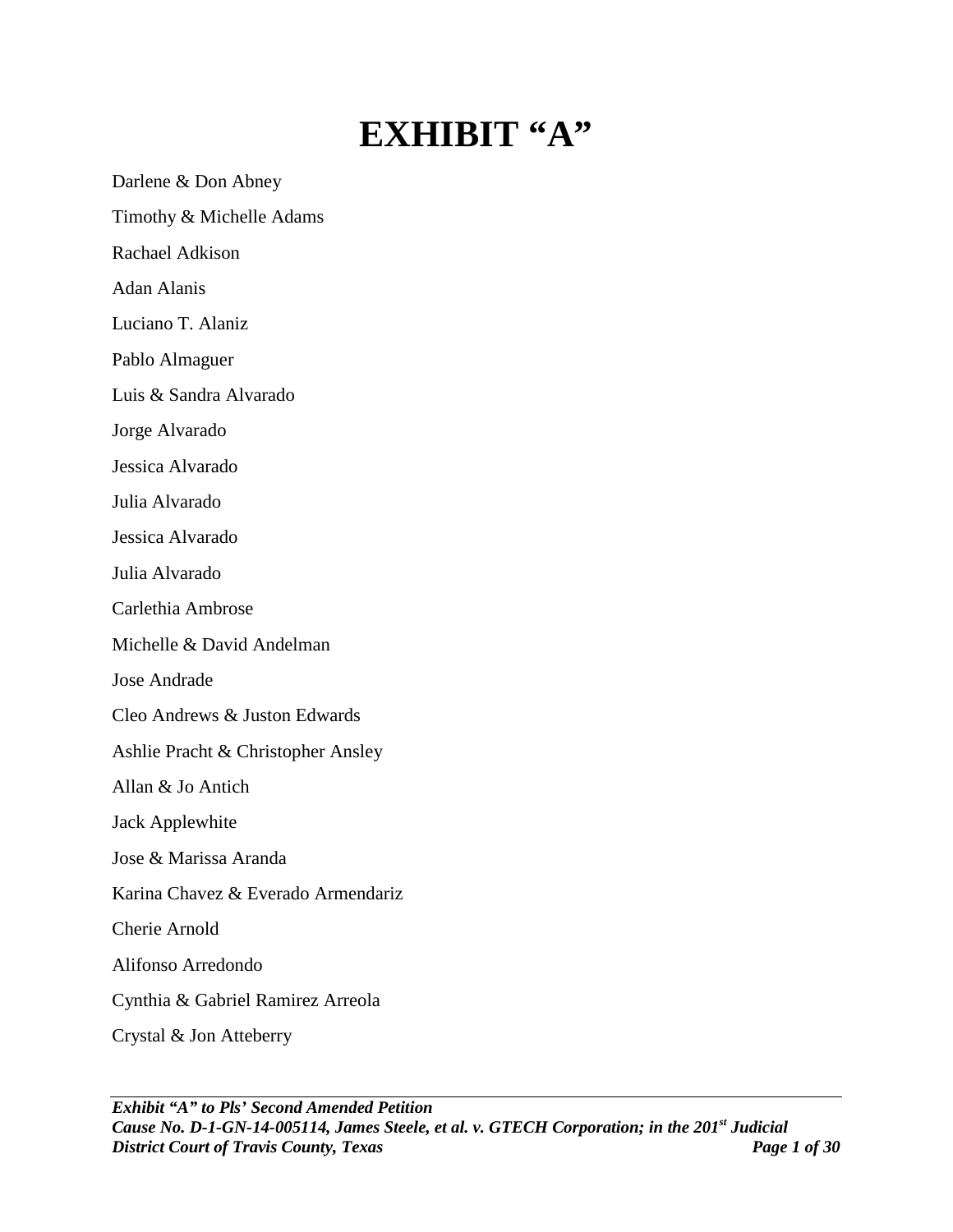# EXHIBIT "A"

Darlene & Don Abney

Timothy & Michelle Adams

Rachael Adkison

Adan Alanis

Luciano T. Alaniz

Pablo Almaguer

Luis & Sandra Alvarado

Jorge Alvarado

Jessica Alvarado

Julia Alvarado

Jessica Alvarado

Julia Alvarado

Carlethia Ambrose

Michelle & David Andelman

Jose Andrade

Cleo Andrews & Juston Edwards

Ashlie Pracht & Christopher Ansley

Allan & Jo Antich

Jack Applewhite

Jose & Marissa Aranda

Karina Chavez & Everado Armendariz

Cherie Arnold

Alifonso Arredondo

Cynthia & Gabriel Ramirez Arreola

Crystal & Jon Atteberry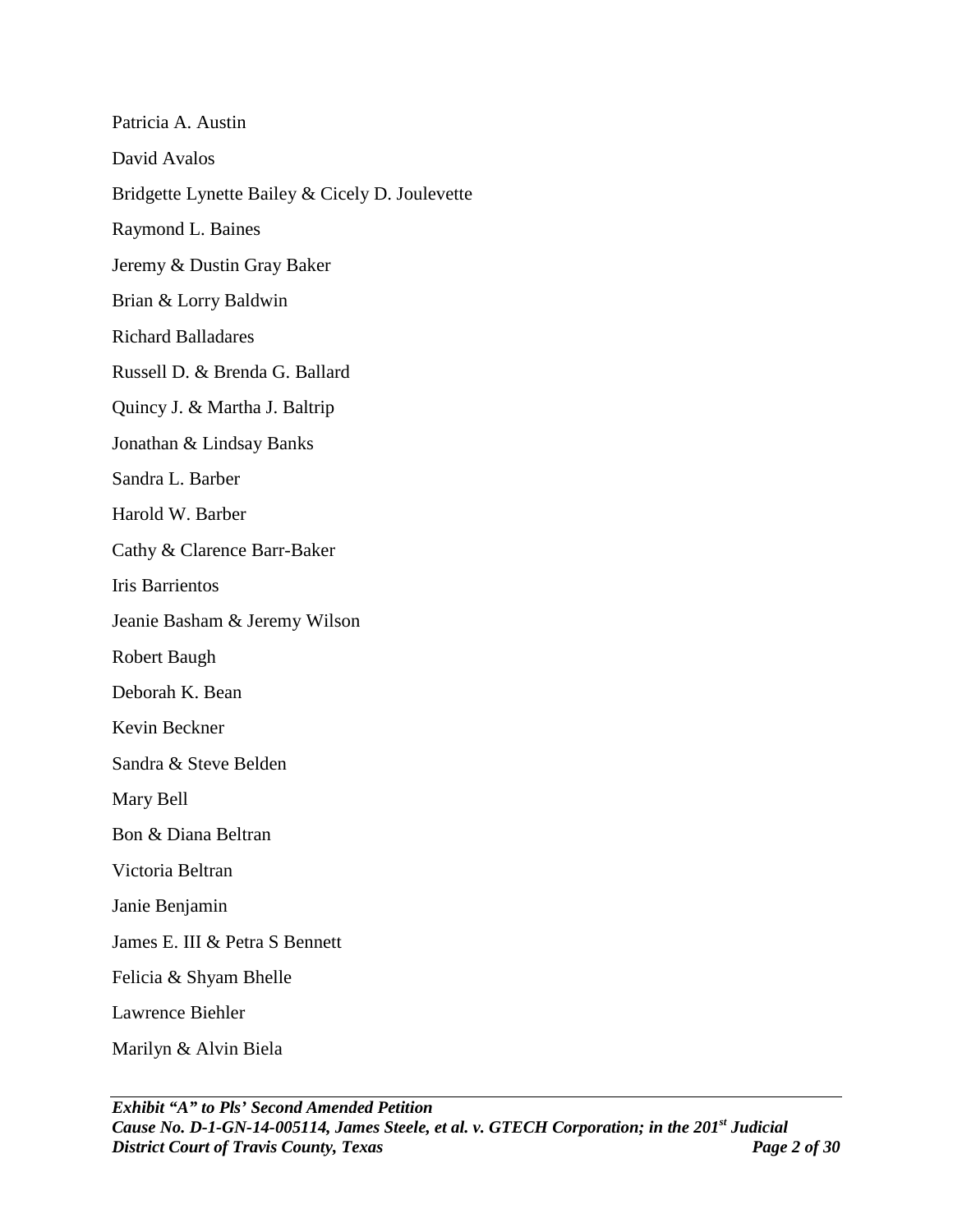Patricia A. Austin

David Avalos

Bridgette Lynette Bailey & Cicely D. Joulevette

Raymond L. Baines

Jeremy & Dustin Gray Baker

Brian & Lorry Baldwin

Richard Balladares

Russell D. & Brenda G. Ballard

Quincy J. & Martha J. Baltrip

Jonathan & Lindsay Banks

Sandra L. Barber

Harold W. Barber

Cathy & Clarence Barr-Baker

Iris Barrientos

Jeanie Basham & Jeremy Wilson

Robert Baugh

Deborah K. Bean

Kevin Beckner

Sandra & Steve Belden

Mary Bell

Bon & Diana Beltran

Victoria Beltran

Janie Benjamin

James E. III & Petra S Bennett

Felicia & Shyam Bhelle

Lawrence Biehler

Marilyn & Alvin Biela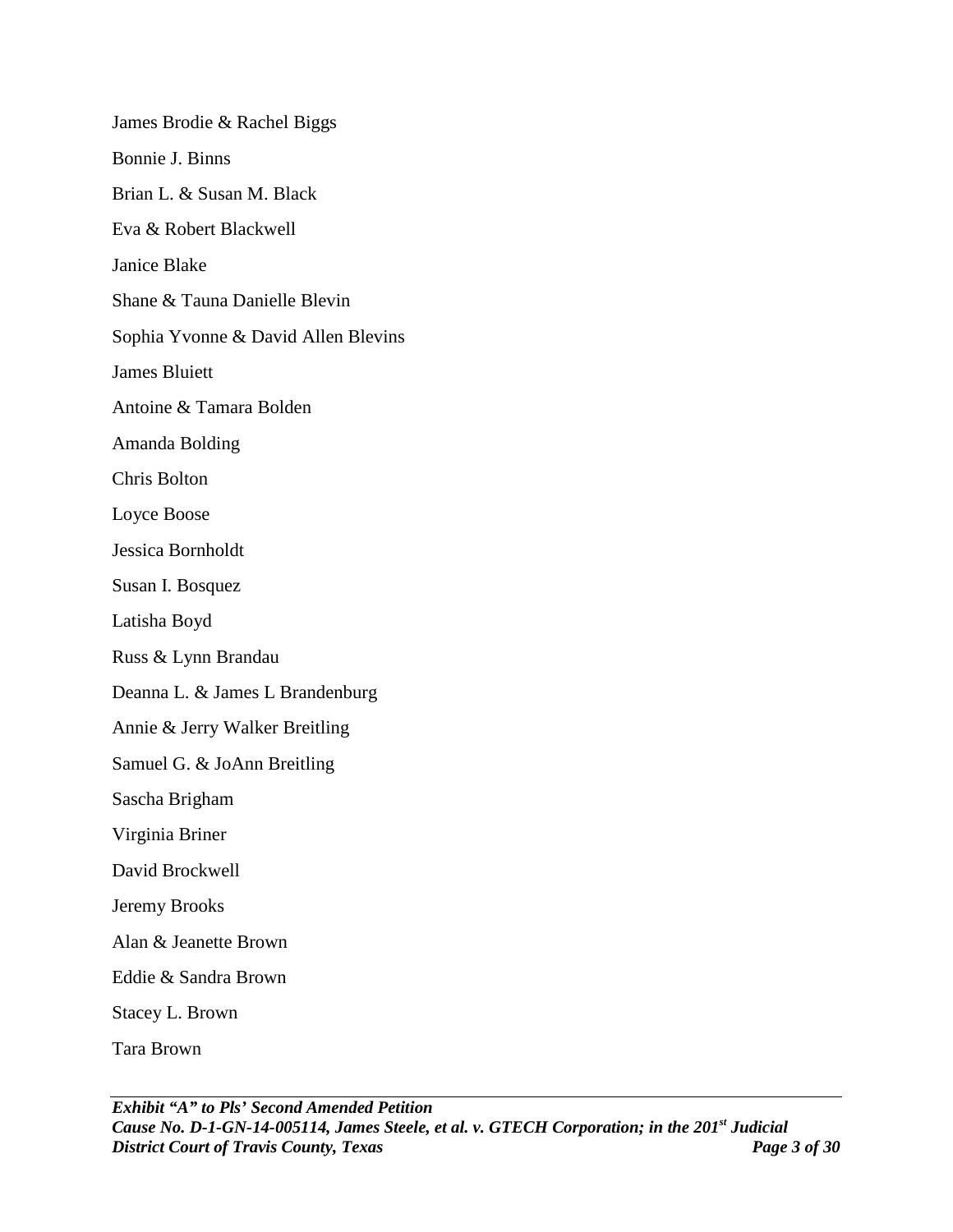James Brodie & Rachel Biggs

Bonnie J. Binns

Brian L. & Susan M. Black

Eva & Robert Blackwell

Janice Blake

Shane & Tauna Danielle Blevin

Sophia Yvonne & David Allen Blevins

James Bluiett

Antoine & Tamara Bolden

Amanda Bolding

Chris Bolton

Loyce Boose

Jessica Bornholdt

Susan I. Bosquez

Latisha Boyd

Russ & Lynn Brandau

Deanna L. & James L Brandenburg

Annie & Jerry Walker Breitling

Samuel G. & JoAnn Breitling

Sascha Brigham

Virginia Briner

David Brockwell

Jeremy Brooks

Alan & Jeanette Brown

Eddie & Sandra Brown

Stacey L. Brown

Tara Brown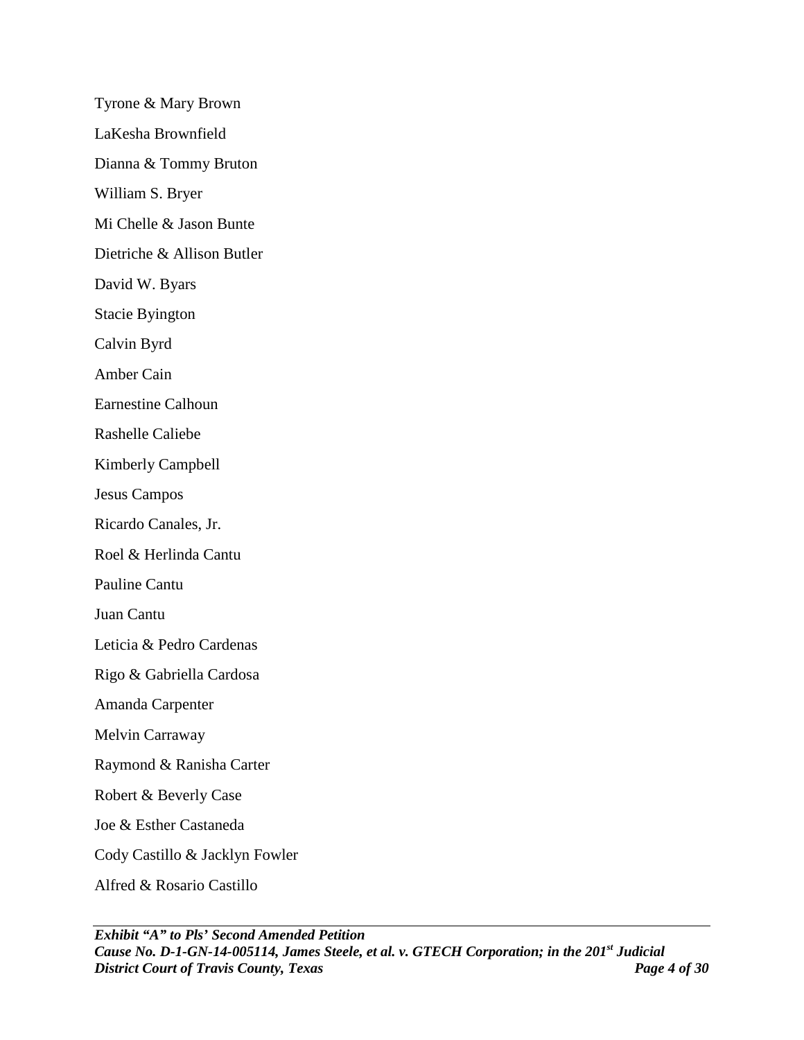Tyrone & Mary Brown

LaKesha Brownfield

Dianna & Tommy Bruton

William S. Bryer

Mi Chelle & Jason Bunte

Dietriche & Allison Butler

David W. Byars

Stacie Byington

Calvin Byrd

Amber Cain

Earnestine Calhoun

Rashelle Caliebe

Kimberly Campbell

Jesus Campos

Ricardo Canales, Jr.

Roel & Herlinda Cantu

Pauline Cantu

Juan Cantu

Leticia & Pedro Cardenas

Rigo & Gabriella Cardosa

Amanda Carpenter

Melvin Carraway

Raymond & Ranisha Carter

Robert & Beverly Case

Joe & Esther Castaneda

Cody Castillo & Jacklyn Fowler

Alfred & Rosario Castillo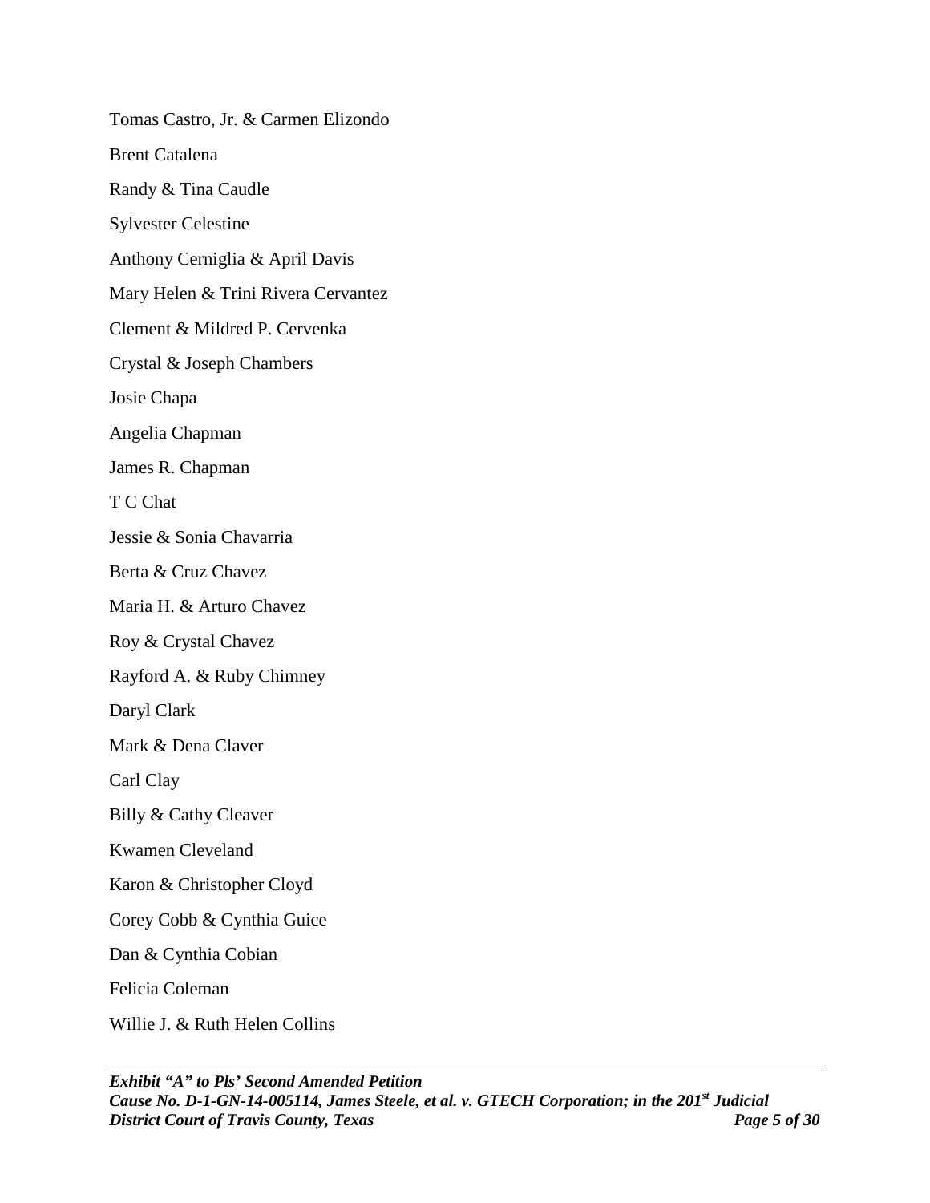Tomas Castro, Jr. & Carmen Elizondo

Brent Catalena

Randy & Tina Caudle

Sylvester Celestine

Anthony Cerniglia & April Davis

Mary Helen & Trini Rivera Cervantez

Clement & Mildred P. Cervenka

Crystal & Joseph Chambers

Josie Chapa

Angelia Chapman

James R. Chapman

T C Chat

Jessie & Sonia Chavarria

Berta & Cruz Chavez

Maria H. & Arturo Chavez

Roy & Crystal Chavez

Rayford A. & Ruby Chimney

Daryl Clark

Mark & Dena Claver

Carl Clay

Billy & Cathy Cleaver

Kwamen Cleveland

Karon & Christopher Cloyd

Corey Cobb & Cynthia Guice

Dan & Cynthia Cobian

Felicia Coleman

Willie J. & Ruth Helen Collins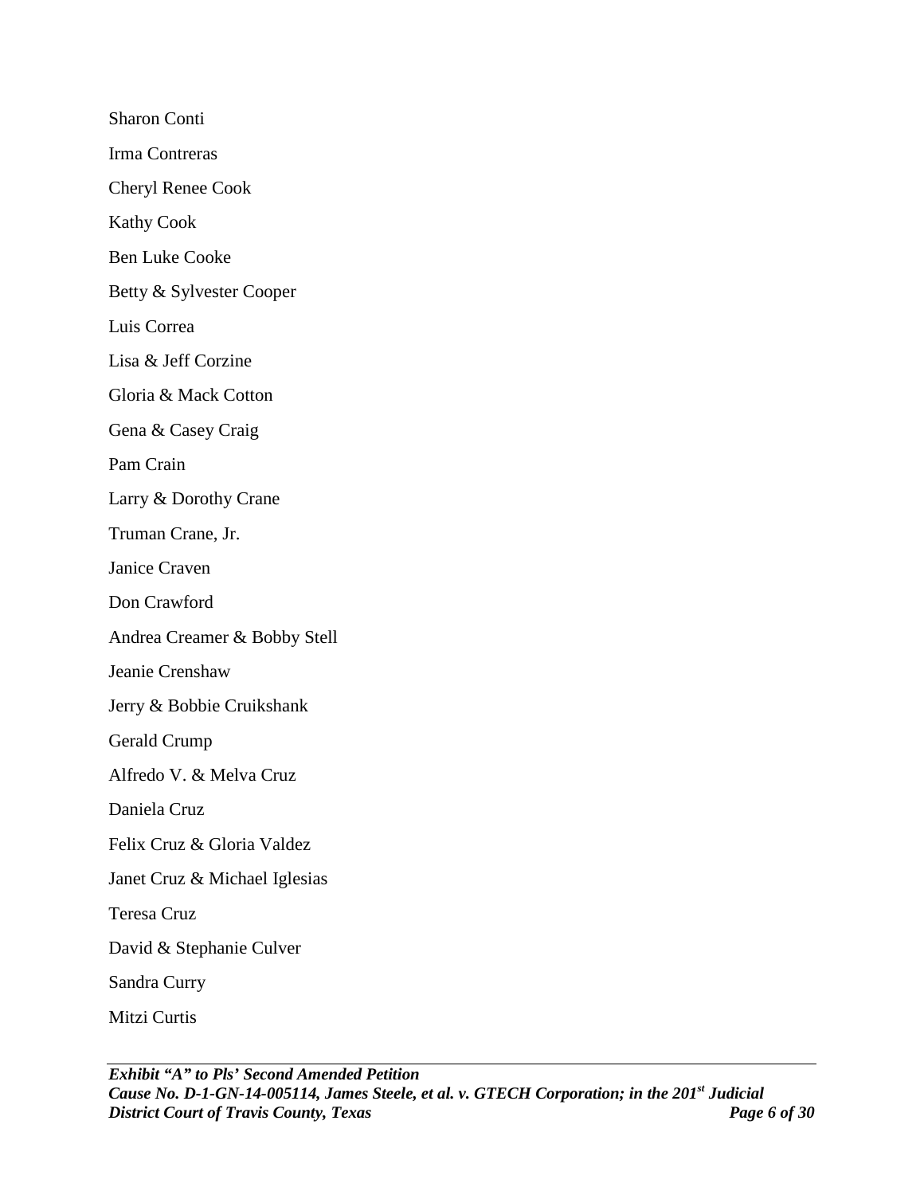Sharon Conti

Irma Contreras

Cheryl Renee Cook

Kathy Cook

Ben Luke Cooke

Betty & Sylvester Cooper

Luis Correa

Lisa & Jeff Corzine

Gloria & Mack Cotton

Gena & Casey Craig

Pam Crain

Larry & Dorothy Crane

Truman Crane, Jr.

Janice Craven

Don Crawford

Andrea Creamer & Bobby Stell

Jeanie Crenshaw

Jerry & Bobbie Cruikshank

Gerald Crump

Alfredo V. & Melva Cruz

Daniela Cruz

Felix Cruz & Gloria Valdez

Janet Cruz & Michael Iglesias

Teresa Cruz

David & Stephanie Culver

Sandra Curry

Mitzi Curtis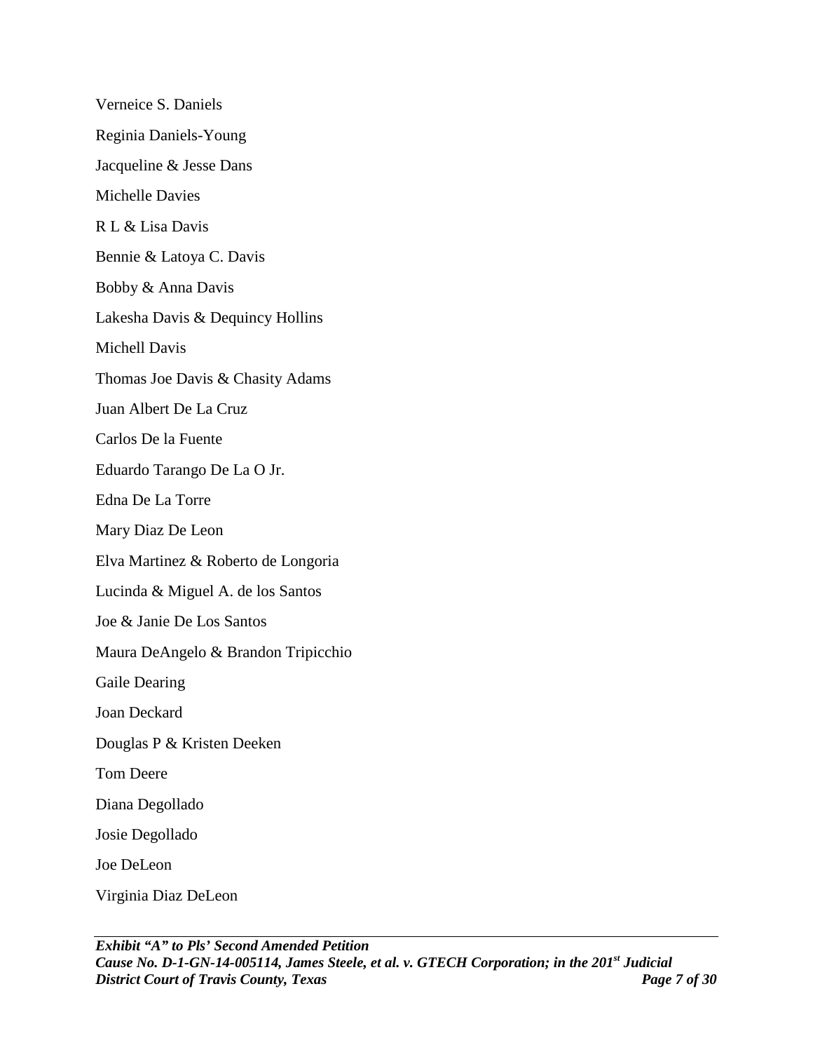Verneice S. Daniels

Reginia Daniels-Young

Jacqueline & Jesse Dans

Michelle Davies

R L & Lisa Davis

Bennie & Latoya C. Davis

Bobby & Anna Davis

Lakesha Davis & Dequincy Hollins

Michell Davis

Thomas Joe Davis & Chasity Adams

Juan Albert De La Cruz

Carlos De la Fuente

Eduardo Tarango De La O Jr.

Edna De La Torre

Mary Diaz De Leon

Elva Martinez & Roberto de Longoria

Lucinda & Miguel A. de los Santos

Joe & Janie De Los Santos

Maura DeAngelo & Brandon Tripicchio

Gaile Dearing

Joan Deckard

Douglas P & Kristen Deeken

Tom Deere

Diana Degollado

Josie Degollado

Joe DeLeon

Virginia Diaz DeLeon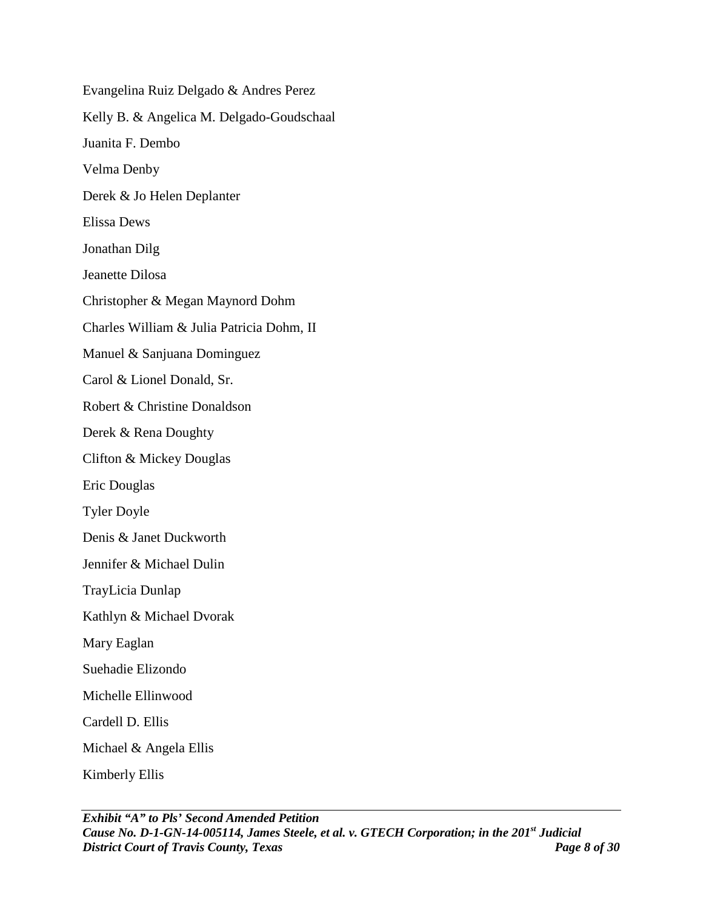Evangelina Ruiz Delgado & Andres Perez

Kelly B. & Angelica M. Delgado-Goudschaal

Juanita F. Dembo

Velma Denby

Derek & Jo Helen Deplanter

Elissa Dews

Jonathan Dilg

Jeanette Dilosa

Christopher & Megan Maynord Dohm

Charles William & Julia Patricia Dohm, II

Manuel & Sanjuana Dominguez

Carol & Lionel Donald, Sr.

Robert & Christine Donaldson

Derek & Rena Doughty

Clifton & Mickey Douglas

Eric Douglas

Tyler Doyle

Denis & Janet Duckworth

Jennifer & Michael Dulin

TrayLicia Dunlap

Kathlyn & Michael Dvorak

Mary Eaglan

Suehadie Elizondo

Michelle Ellinwood

Cardell D. Ellis

Michael & Angela Ellis

Kimberly Ellis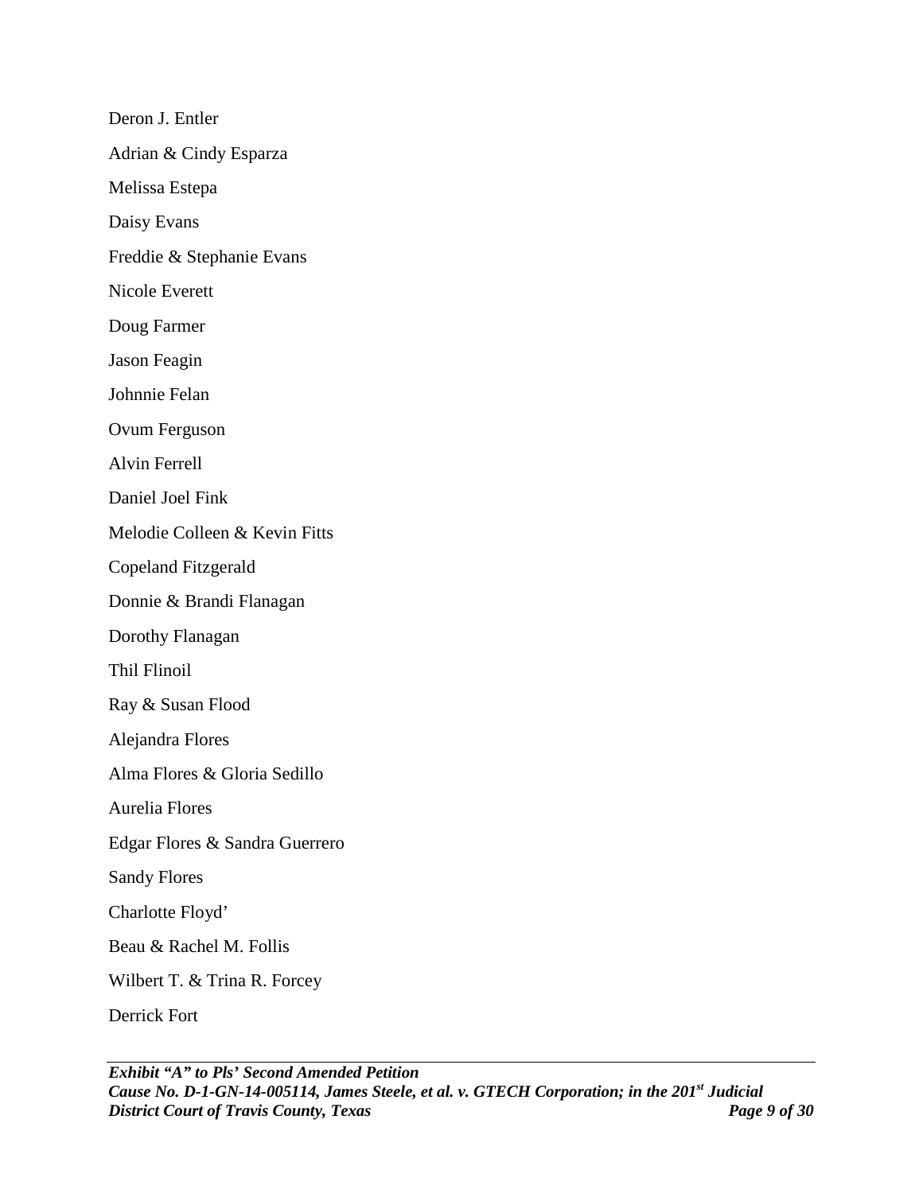Deron J. Entler

Adrian & Cindy Esparza

Melissa Estepa

Daisy Evans

Freddie & Stephanie Evans

Nicole Everett

Doug Farmer

Jason Feagin

Johnnie Felan

Ovum Ferguson

Alvin Ferrell

Daniel Joel Fink

Melodie Colleen & Kevin Fitts

Copeland Fitzgerald

Donnie & Brandi Flanagan

Dorothy Flanagan

Thil Flinoil

Ray & Susan Flood

Alejandra Flores

Alma Flores & Gloria Sedillo

Aurelia Flores

Edgar Flores & Sandra Guerrero

Sandy Flores

Charlotte Floyd'

Beau & Rachel M. Follis

Wilbert T. & Trina R. Forcey

Derrick Fort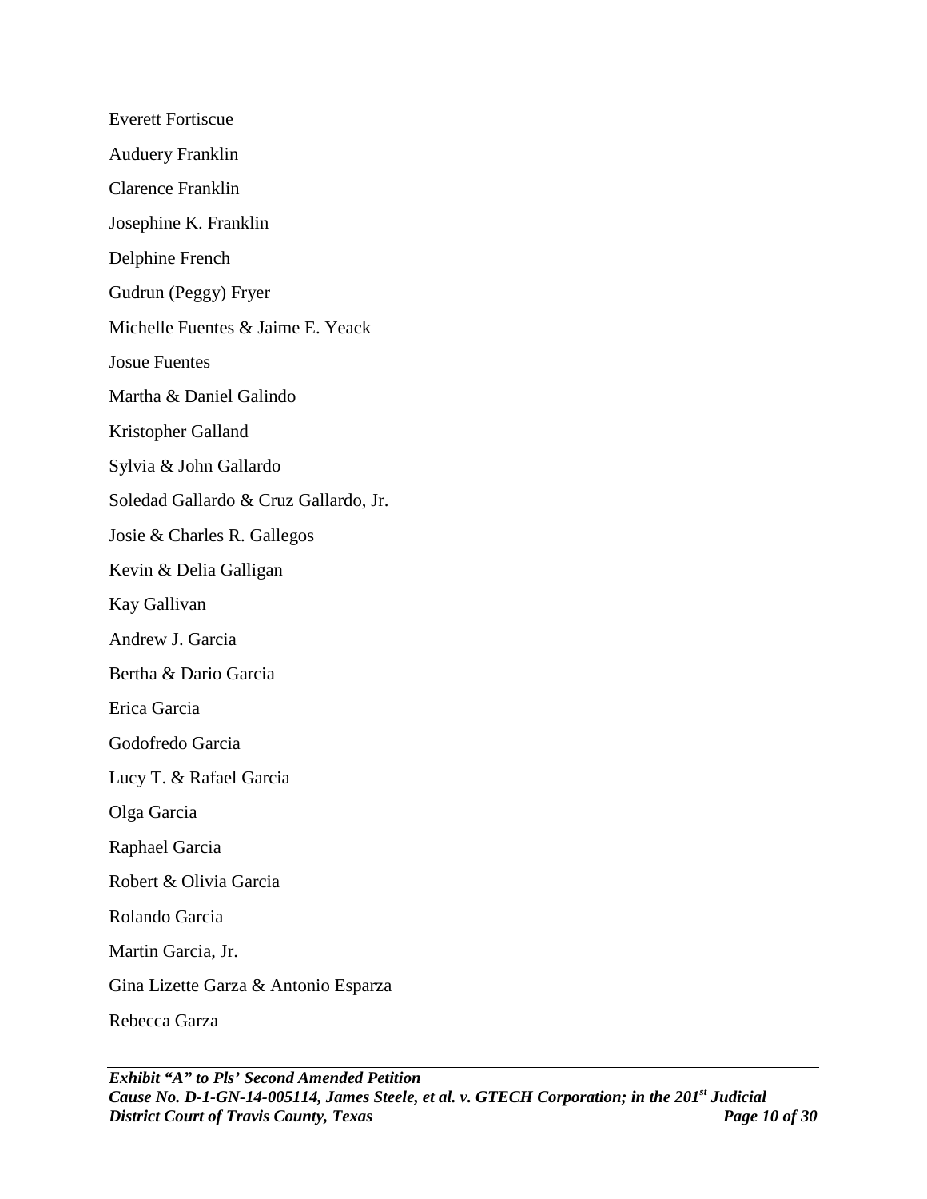Everett Fortiscue

Auduery Franklin

Clarence Franklin

Josephine K. Franklin

Delphine French

Gudrun (Peggy) Fryer

Michelle Fuentes & Jaime E. Yeack

Josue Fuentes

Martha & Daniel Galindo

Kristopher Galland

Sylvia & John Gallardo

Soledad Gallardo & Cruz Gallardo, Jr.

Josie & Charles R. Gallegos

Kevin & Delia Galligan

Kay Gallivan

Andrew J. Garcia

Bertha & Dario Garcia

Erica Garcia

Godofredo Garcia

Lucy T. & Rafael Garcia

Olga Garcia

Raphael Garcia

Robert & Olivia Garcia

Rolando Garcia

Martin Garcia, Jr.

Gina Lizette Garza & Antonio Esparza

Rebecca Garza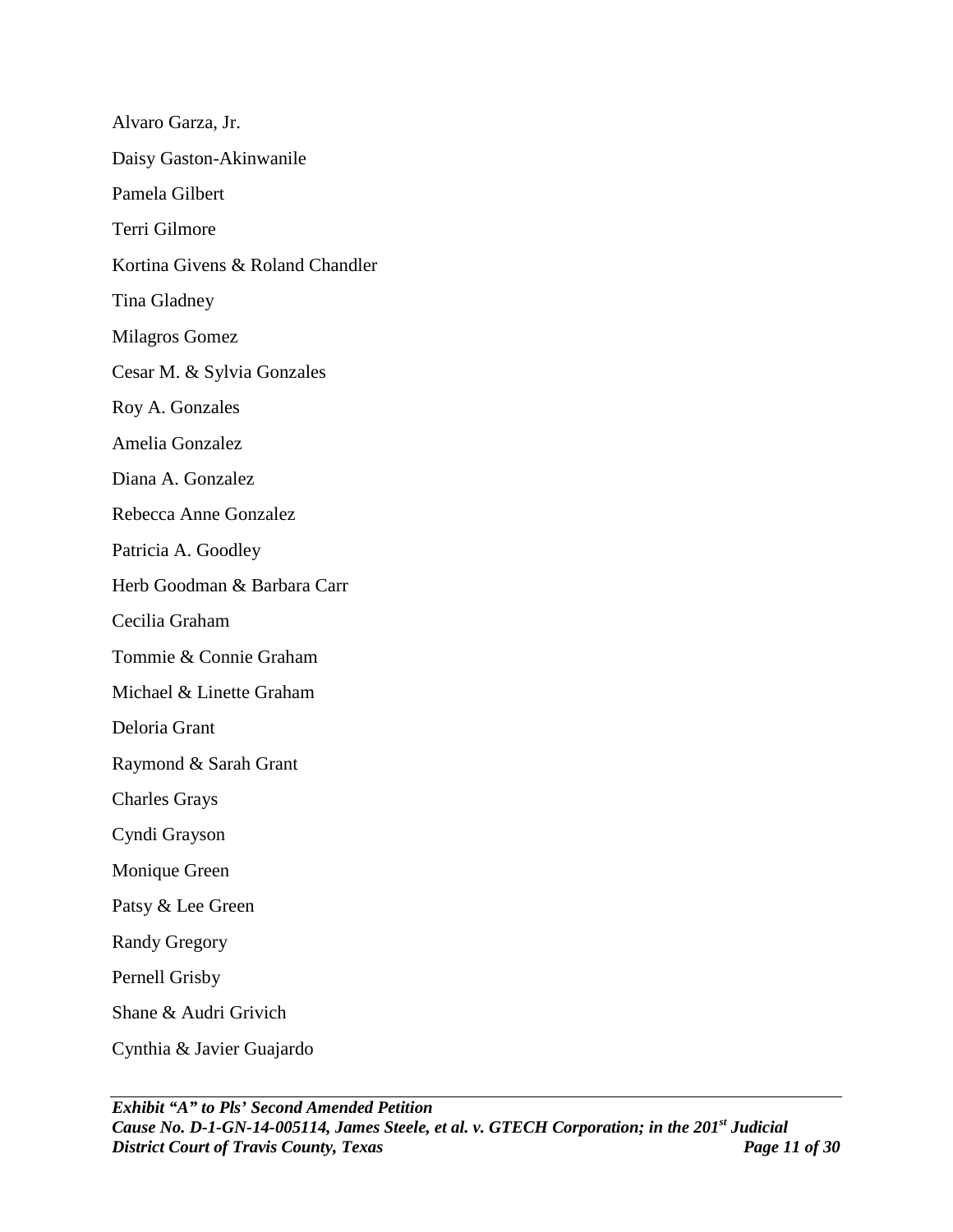Alvaro Garza, Jr.

Daisy Gaston-Akinwanile

Pamela Gilbert

Terri Gilmore

Kortina Givens & Roland Chandler

Tina Gladney

Milagros Gomez

Cesar M. & Sylvia Gonzales

Roy A. Gonzales

Amelia Gonzalez

Diana A. Gonzalez

Rebecca Anne Gonzalez

Patricia A. Goodley

Herb Goodman & Barbara Carr

Cecilia Graham

Tommie & Connie Graham

Michael & Linette Graham

Deloria Grant

Raymond & Sarah Grant

Charles Grays

Cyndi Grayson

Monique Green

Patsy & Lee Green

Randy Gregory

Pernell Grisby

Shane & Audri Grivich

Cynthia & Javier Guajardo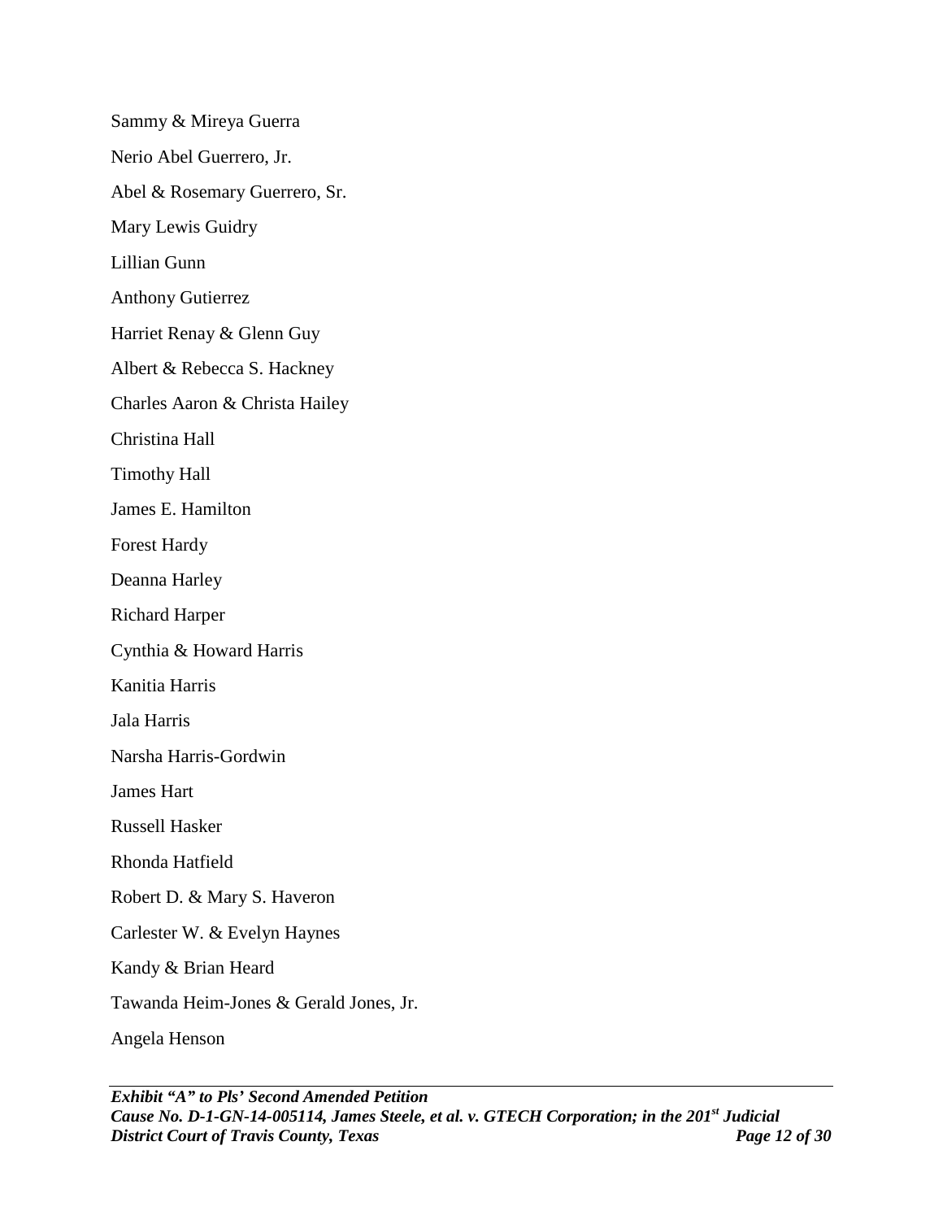Sammy & Mireya Guerra

Nerio Abel Guerrero, Jr.

Abel & Rosemary Guerrero, Sr.

Mary Lewis Guidry

Lillian Gunn

Anthony Gutierrez

Harriet Renay & Glenn Guy

Albert & Rebecca S. Hackney

Charles Aaron & Christa Hailey

Christina Hall

Timothy Hall

James E. Hamilton

Forest Hardy

Deanna Harley

Richard Harper

Cynthia & Howard Harris

Kanitia Harris

Jala Harris

Narsha Harris-Gordwin

James Hart

Russell Hasker

Rhonda Hatfield

Robert D. & Mary S. Haveron

Carlester W. & Evelyn Haynes

Kandy & Brian Heard

Tawanda Heim-Jones & Gerald Jones, Jr.

Angela Henson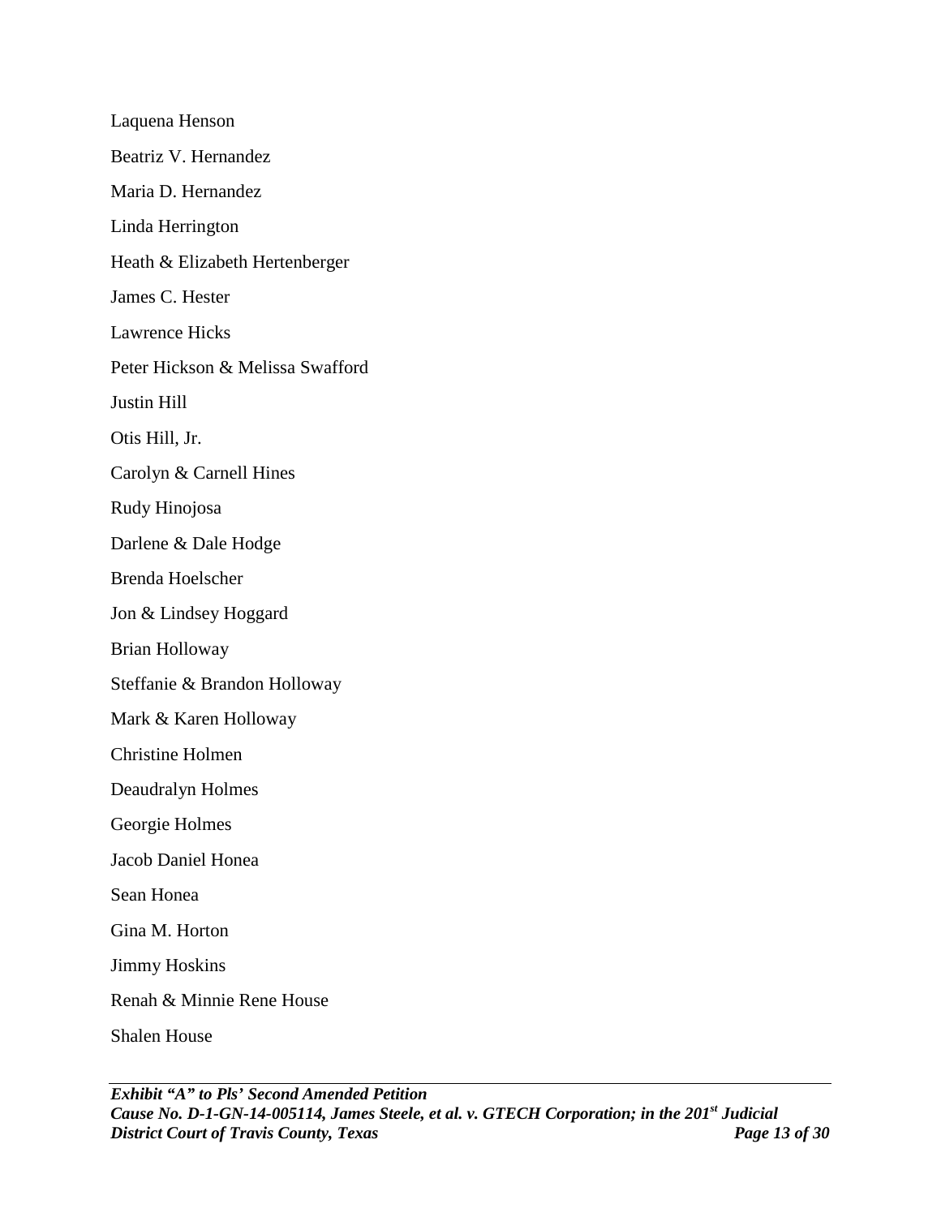Laquena Henson

Beatriz V. Hernandez

Maria D. Hernandez

Linda Herrington

Heath & Elizabeth Hertenberger

James C. Hester

Lawrence Hicks

Peter Hickson & Melissa Swafford

Justin Hill

Otis Hill, Jr.

Carolyn & Carnell Hines

Rudy Hinojosa

Darlene & Dale Hodge

Brenda Hoelscher

Jon & Lindsey Hoggard

Brian Holloway

Steffanie & Brandon Holloway

Mark & Karen Holloway

Christine Holmen

Deaudralyn Holmes

Georgie Holmes

Jacob Daniel Honea

Sean Honea

Gina M. Horton

Jimmy Hoskins

Renah & Minnie Rene House

Shalen House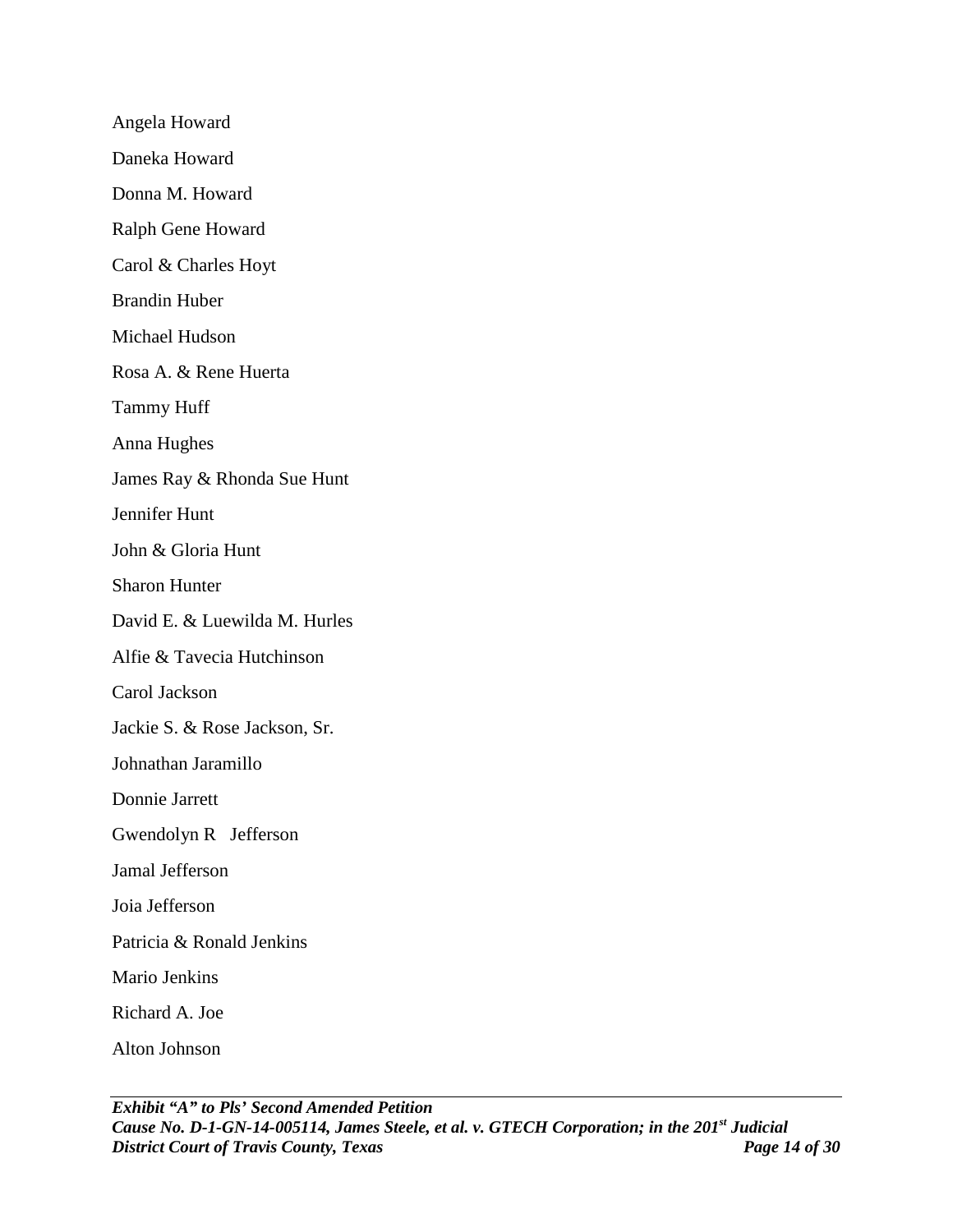Angela Howard

Daneka Howard

Donna M. Howard

Ralph Gene Howard

Carol & Charles Hoyt

Brandin Huber

Michael Hudson

Rosa A. & Rene Huerta

Tammy Huff

Anna Hughes

James Ray & Rhonda Sue Hunt

Jennifer Hunt

John & Gloria Hunt

Sharon Hunter

David E. & Luewilda M. Hurles

Alfie & Tavecia Hutchinson

Carol Jackson

Jackie S. & Rose Jackson, Sr.

Johnathan Jaramillo

Donnie Jarrett

Gwendolyn R Jefferson

Jamal Jefferson

Joia Jefferson

Patricia & Ronald Jenkins

Mario Jenkins

Richard A. Joe

Alton Johnson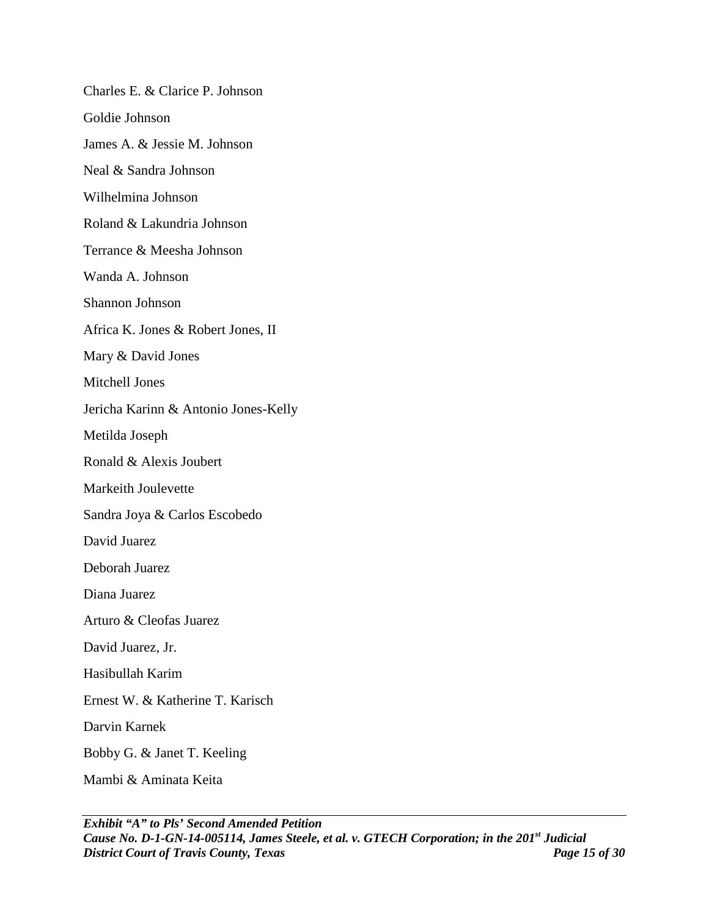Charles E. & Clarice P. Johnson

Goldie Johnson

James A. & Jessie M. Johnson

Neal & Sandra Johnson

Wilhelmina Johnson

Roland & Lakundria Johnson

Terrance & Meesha Johnson

Wanda A. Johnson

Shannon Johnson

Africa K. Jones & Robert Jones, II

Mary & David Jones

Mitchell Jones

Jericha Karinn & Antonio Jones-Kelly

Metilda Joseph

Ronald & Alexis Joubert

Markeith Joulevette

Sandra Joya & Carlos Escobedo

David Juarez

Deborah Juarez

Diana Juarez

Arturo & Cleofas Juarez

David Juarez, Jr.

Hasibullah Karim

Ernest W. & Katherine T. Karisch

Darvin Karnek

Bobby G. & Janet T. Keeling

Mambi & Aminata Keita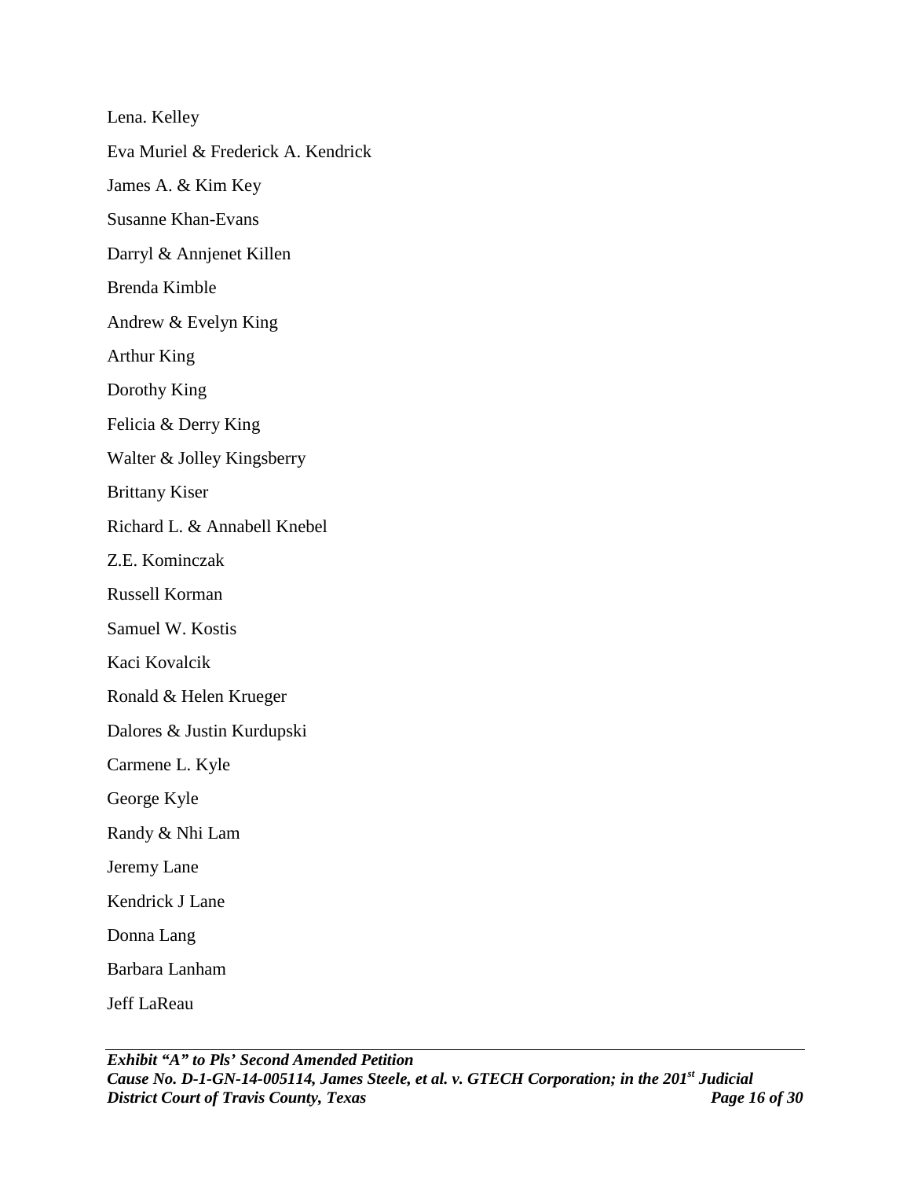Lena. Kelley

Eva Muriel & Frederick A. Kendrick

James A. & Kim Key

Susanne Khan-Evans

Darryl & Annjenet Killen

Brenda Kimble

Andrew & Evelyn King

Arthur King

Dorothy King

Felicia & Derry King

Walter & Jolley Kingsberry

Brittany Kiser

Richard L. & Annabell Knebel

Z.E. Kominczak

Russell Korman

Samuel W. Kostis

Kaci Kovalcik

Ronald & Helen Krueger

Dalores & Justin Kurdupski

Carmene L. Kyle

George Kyle

Randy & Nhi Lam

Jeremy Lane

Kendrick J Lane

Donna Lang

Barbara Lanham

Jeff LaReau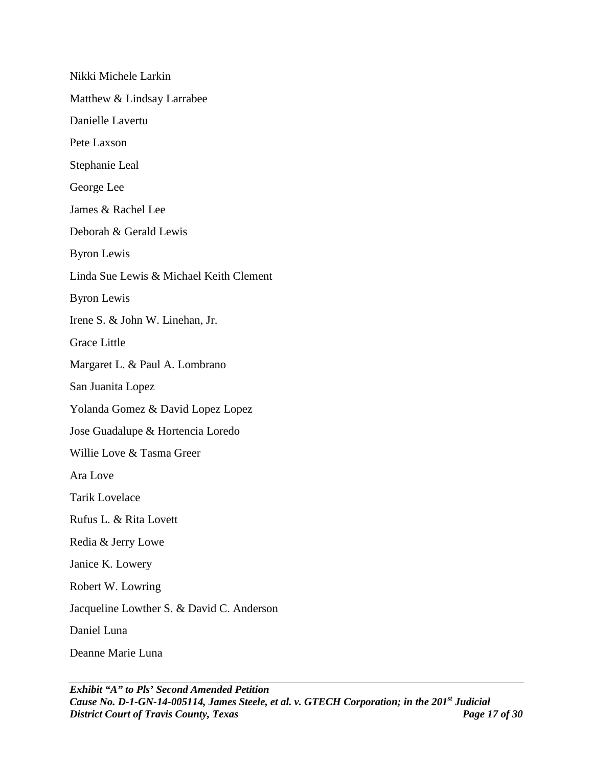Nikki Michele Larkin

Matthew & Lindsay Larrabee

Danielle Lavertu

Pete Laxson

Stephanie Leal

George Lee

James & Rachel Lee

Deborah & Gerald Lewis

Byron Lewis

Linda Sue Lewis & Michael Keith Clement

Byron Lewis

Irene S. & John W. Linehan, Jr.

Grace Little

Margaret L. & Paul A. Lombrano

San Juanita Lopez

Yolanda Gomez & David Lopez Lopez

Jose Guadalupe & Hortencia Loredo

Willie Love & Tasma Greer

Ara Love

Tarik Lovelace

Rufus L. & Rita Lovett

Redia & Jerry Lowe

Janice K. Lowery

Robert W. Lowring

Jacqueline Lowther S. & David C. Anderson

Daniel Luna

Deanne Marie Luna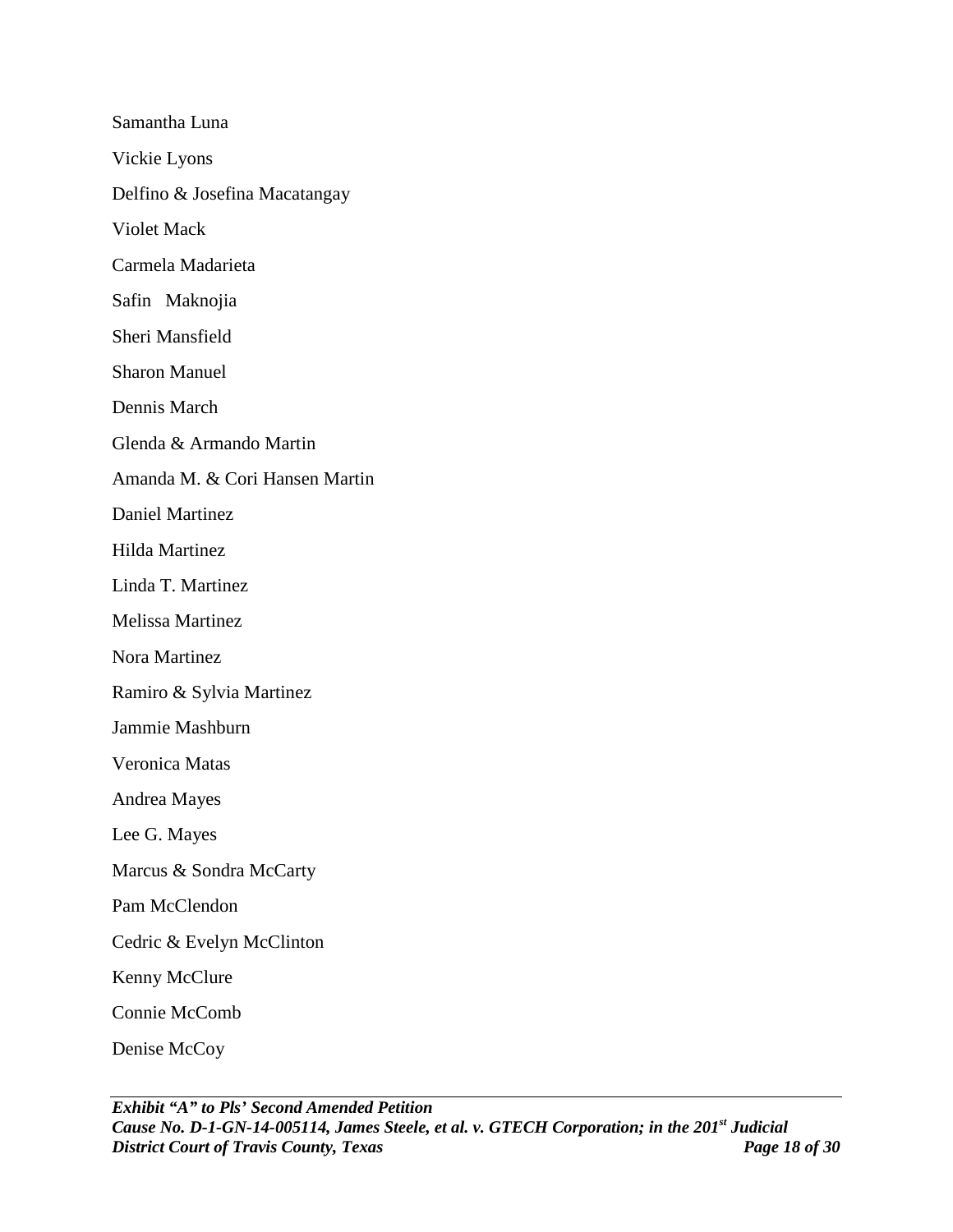Samantha Luna

Vickie Lyons

Delfino & Josefina Macatangay

Violet Mack

Carmela Madarieta

Safin Maknojia

Sheri Mansfield

Sharon Manuel

Dennis March

Glenda & Armando Martin

Amanda M. & Cori Hansen Martin

Daniel Martinez

Hilda Martinez

Linda T. Martinez

Melissa Martinez

Nora Martinez

Ramiro & Sylvia Martinez

Jammie Mashburn

Veronica Matas

Andrea Mayes

Lee G. Mayes

Marcus & Sondra McCarty

Pam McClendon

Cedric & Evelyn McClinton

Kenny McClure

Connie McComb

Denise McCoy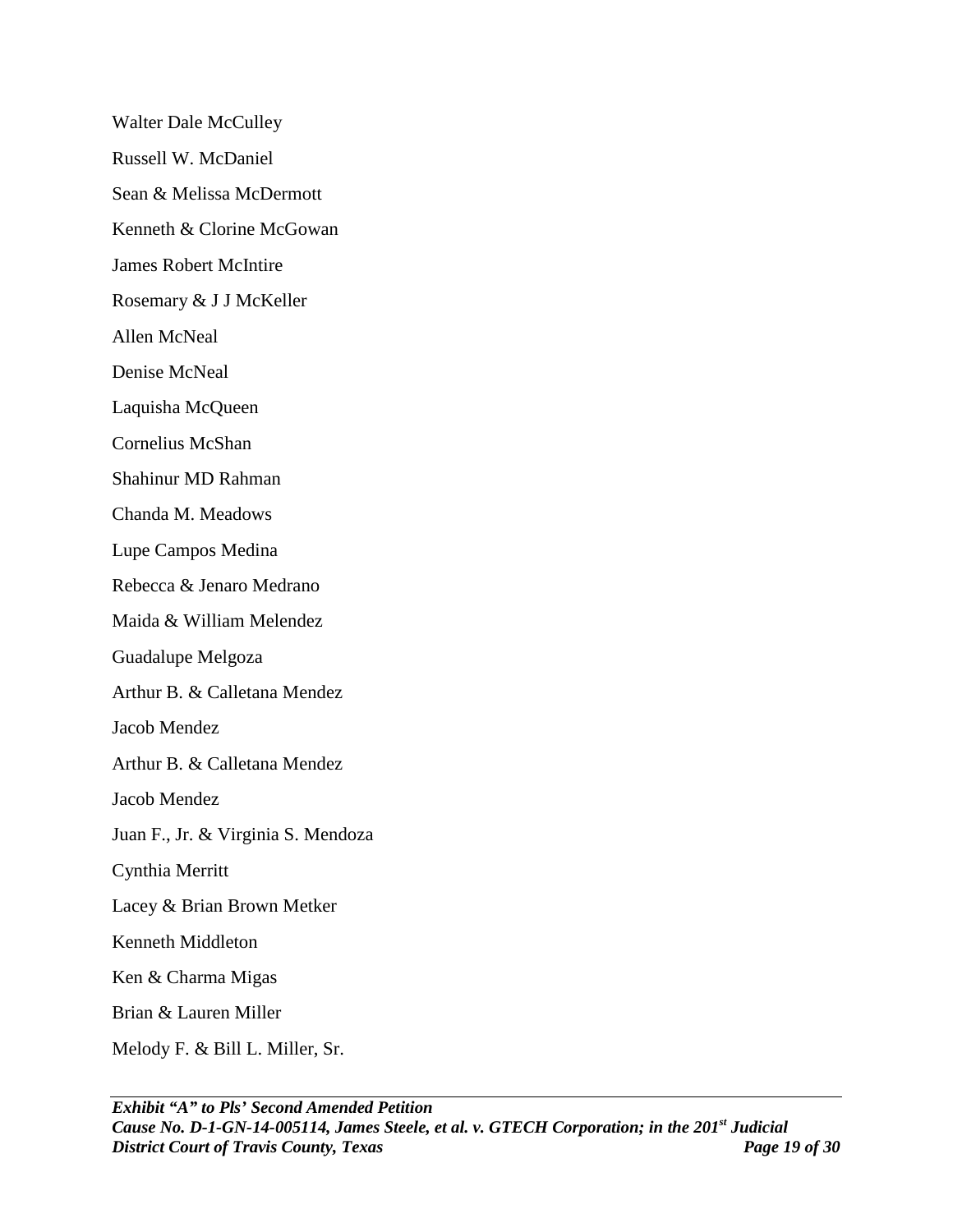Walter Dale McCulley

Russell W. McDaniel

Sean & Melissa McDermott

Kenneth & Clorine McGowan

James Robert McIntire

Rosemary & J J McKeller

Allen McNeal

Denise McNeal

Laquisha McQueen

Cornelius McShan

Shahinur MD Rahman

Chanda M. Meadows

Lupe Campos Medina

Rebecca & Jenaro Medrano

Maida & William Melendez

Guadalupe Melgoza

Arthur B. & Calletana Mendez

Jacob Mendez

Arthur B. & Calletana Mendez

Jacob Mendez

Juan F., Jr. & Virginia S. Mendoza

Cynthia Merritt

Lacey & Brian Brown Metker

Kenneth Middleton

Ken & Charma Migas

Brian & Lauren Miller

Melody F. & Bill L. Miller, Sr.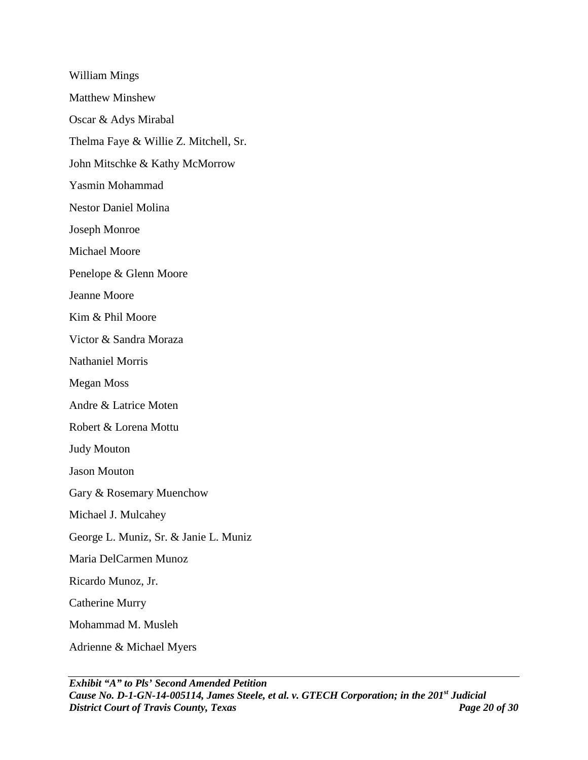William Mings

Matthew Minshew

Oscar & Adys Mirabal

Thelma Faye & Willie Z. Mitchell, Sr.

John Mitschke & Kathy McMorrow

Yasmin Mohammad

Nestor Daniel Molina

Joseph Monroe

Michael Moore

Penelope & Glenn Moore

Jeanne Moore

Kim & Phil Moore

Victor & Sandra Moraza

Nathaniel Morris

Megan Moss

Andre & Latrice Moten

Robert & Lorena Mottu

Judy Mouton

Jason Mouton

Gary & Rosemary Muenchow

Michael J. Mulcahey

George L. Muniz, Sr. & Janie L. Muniz

Maria DelCarmen Munoz

Ricardo Munoz, Jr.

Catherine Murry

Mohammad M. Musleh

Adrienne & Michael Myers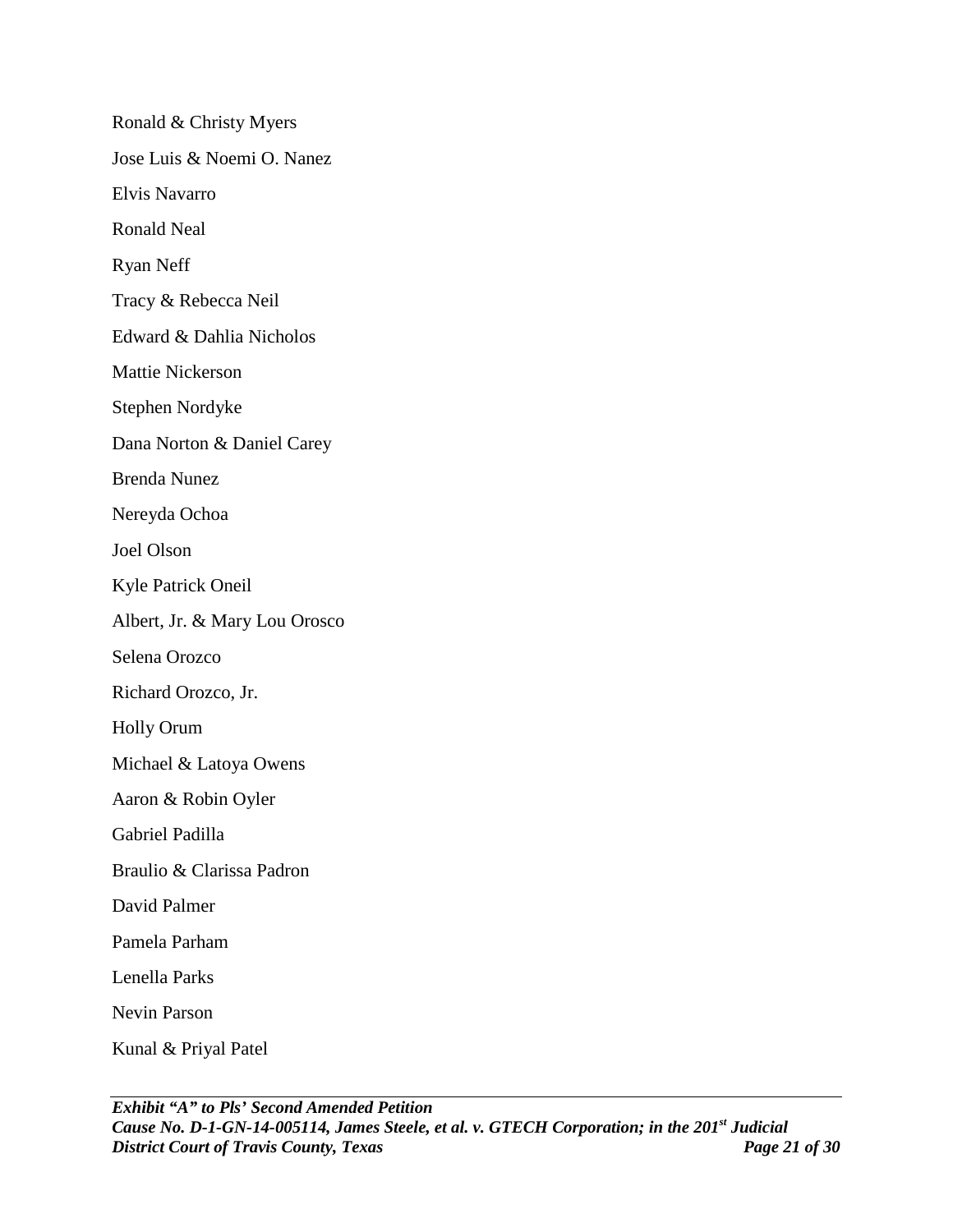Ronald & Christy Myers

Jose Luis & Noemi O. Nanez

Elvis Navarro

Ronald Neal

Ryan Neff

Tracy & Rebecca Neil

Edward & Dahlia Nicholos

Mattie Nickerson

Stephen Nordyke

Dana Norton & Daniel Carey

Brenda Nunez

Nereyda Ochoa

Joel Olson

Kyle Patrick Oneil

Albert, Jr. & Mary Lou Orosco

Selena Orozco

Richard Orozco, Jr.

Holly Orum

Michael & Latoya Owens

Aaron & Robin Oyler

Gabriel Padilla

Braulio & Clarissa Padron

David Palmer

Pamela Parham

Lenella Parks

Nevin Parson

Kunal & Priyal Patel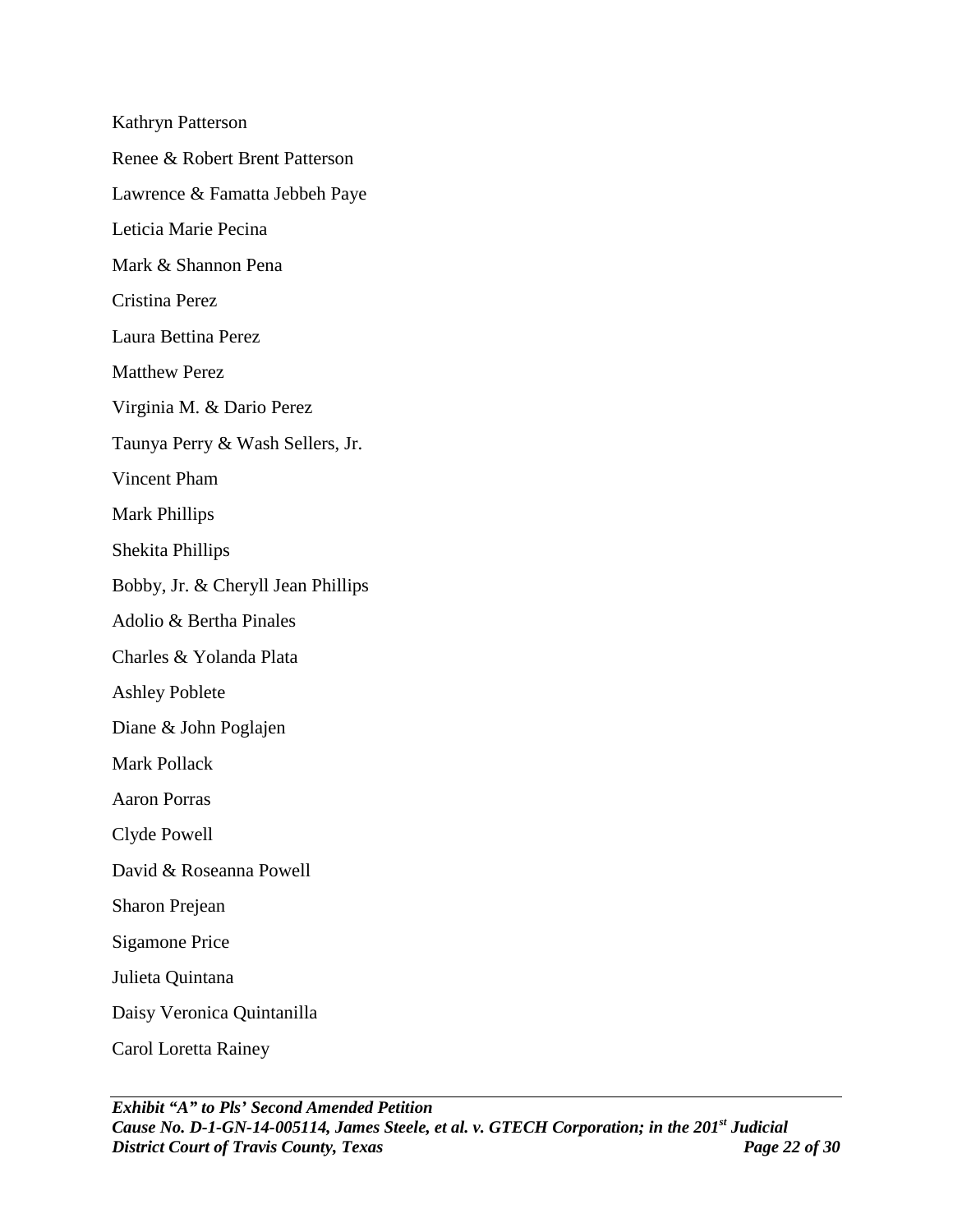Kathryn Patterson

Renee & Robert Brent Patterson

Lawrence & Famatta Jebbeh Paye

Leticia Marie Pecina

Mark & Shannon Pena

Cristina Perez

Laura Bettina Perez

Matthew Perez

Virginia M. & Dario Perez

Taunya Perry & Wash Sellers, Jr.

Vincent Pham

Mark Phillips

Shekita Phillips

Bobby, Jr. & Cheryll Jean Phillips

Adolio & Bertha Pinales

Charles & Yolanda Plata

Ashley Poblete

Diane & John Poglajen

Mark Pollack

Aaron Porras

Clyde Powell

David & Roseanna Powell

Sharon Prejean

Sigamone Price

Julieta Quintana

Daisy Veronica Quintanilla

Carol Loretta Rainey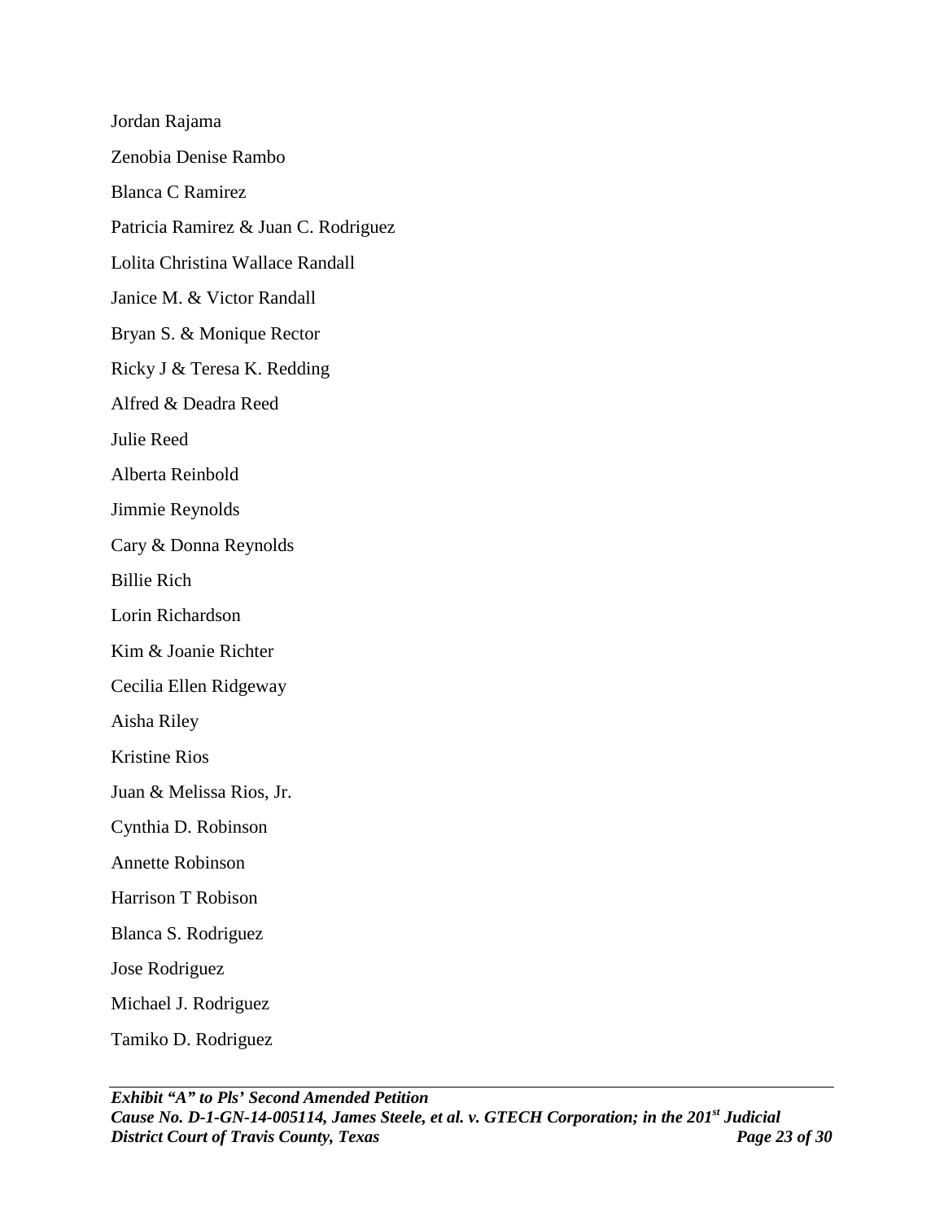Jordan Rajama

Zenobia Denise Rambo

Blanca C Ramirez

Patricia Ramirez & Juan C. Rodriguez

Lolita Christina Wallace Randall

Janice M. & Victor Randall

Bryan S. & Monique Rector

Ricky J & Teresa K. Redding

Alfred & Deadra Reed

Julie Reed

Alberta Reinbold

Jimmie Reynolds

Cary & Donna Reynolds

Billie Rich

Lorin Richardson

Kim & Joanie Richter

Cecilia Ellen Ridgeway

Aisha Riley

Kristine Rios

Juan & Melissa Rios, Jr.

Cynthia D. Robinson

Annette Robinson

Harrison T Robison

Blanca S. Rodriguez

Jose Rodriguez

Michael J. Rodriguez

Tamiko D. Rodriguez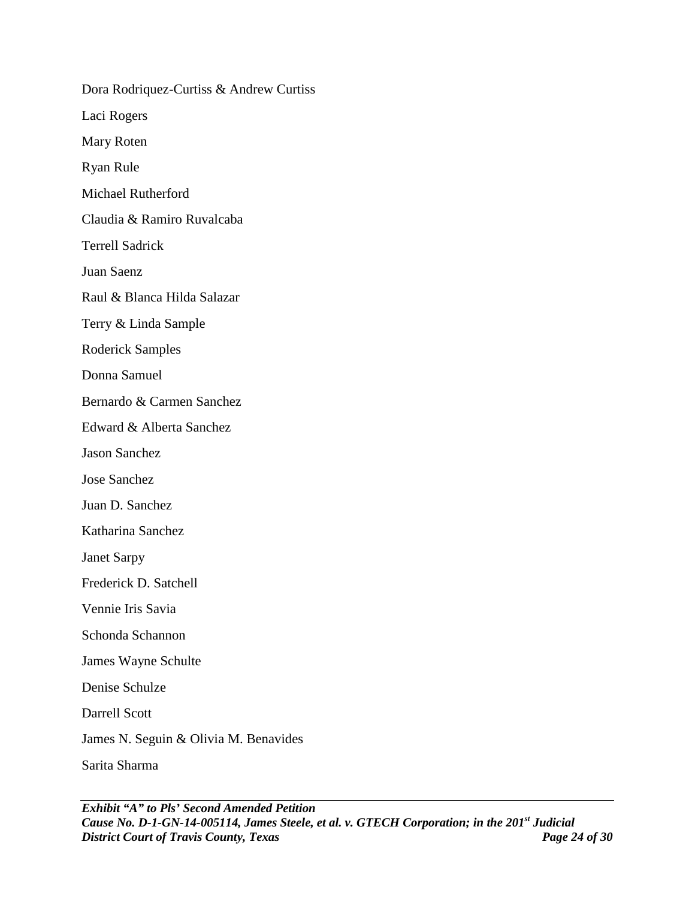Dora Rodriquez-Curtiss & Andrew Curtiss

Laci Rogers

Mary Roten

Ryan Rule

Michael Rutherford

Claudia & Ramiro Ruvalcaba

Terrell Sadrick

Juan Saenz

Raul & Blanca Hilda Salazar

Terry & Linda Sample

Roderick Samples

Donna Samuel

Bernardo & Carmen Sanchez

Edward & Alberta Sanchez

Jason Sanchez

Jose Sanchez

Juan D. Sanchez

Katharina Sanchez

Janet Sarpy

Frederick D. Satchell

Vennie Iris Savia

Schonda Schannon

James Wayne Schulte

Denise Schulze

Darrell Scott

James N. Seguin & Olivia M. Benavides

Sarita Sharma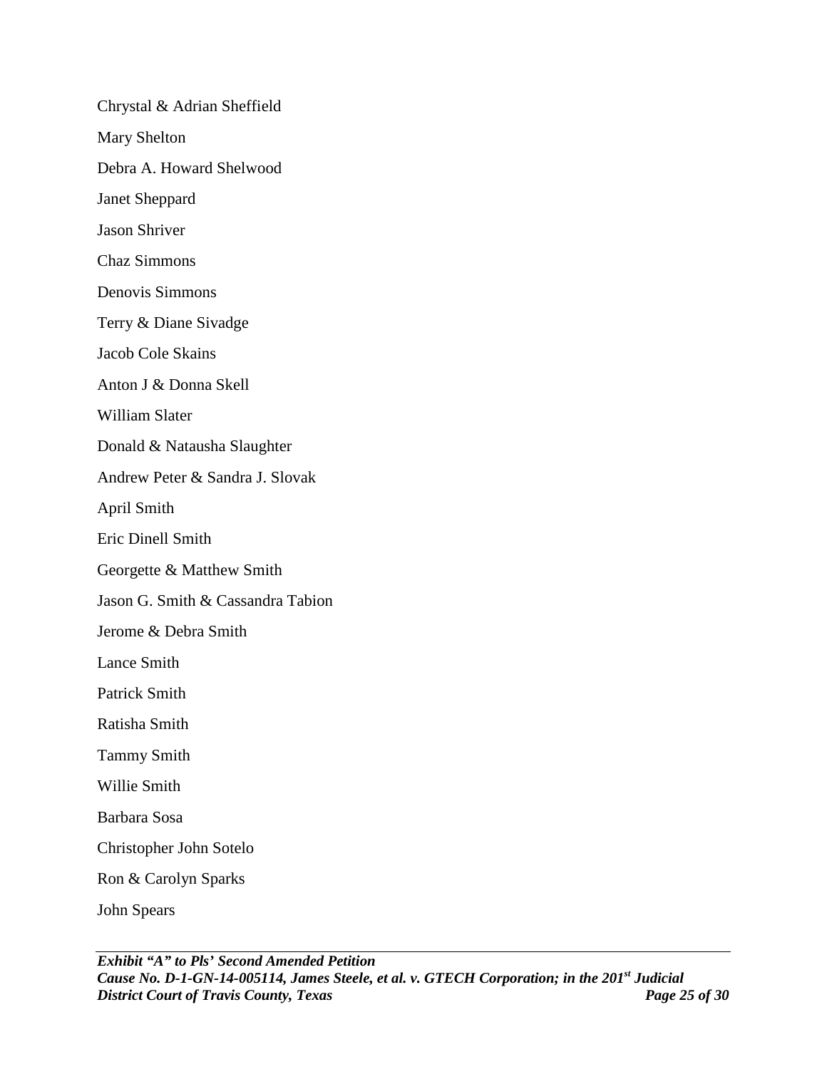Chrystal & Adrian Sheffield

Mary Shelton

Debra A. Howard Shelwood

Janet Sheppard

Jason Shriver

Chaz Simmons

Denovis Simmons

Terry & Diane Sivadge

Jacob Cole Skains

Anton J & Donna Skell

William Slater

Donald & Natausha Slaughter

Andrew Peter & Sandra J. Slovak

April Smith

Eric Dinell Smith

Georgette & Matthew Smith

Jason G. Smith & Cassandra Tabion

Jerome & Debra Smith

Lance Smith

Patrick Smith

Ratisha Smith

Tammy Smith

Willie Smith

Barbara Sosa

Christopher John Sotelo

Ron & Carolyn Sparks

John Spears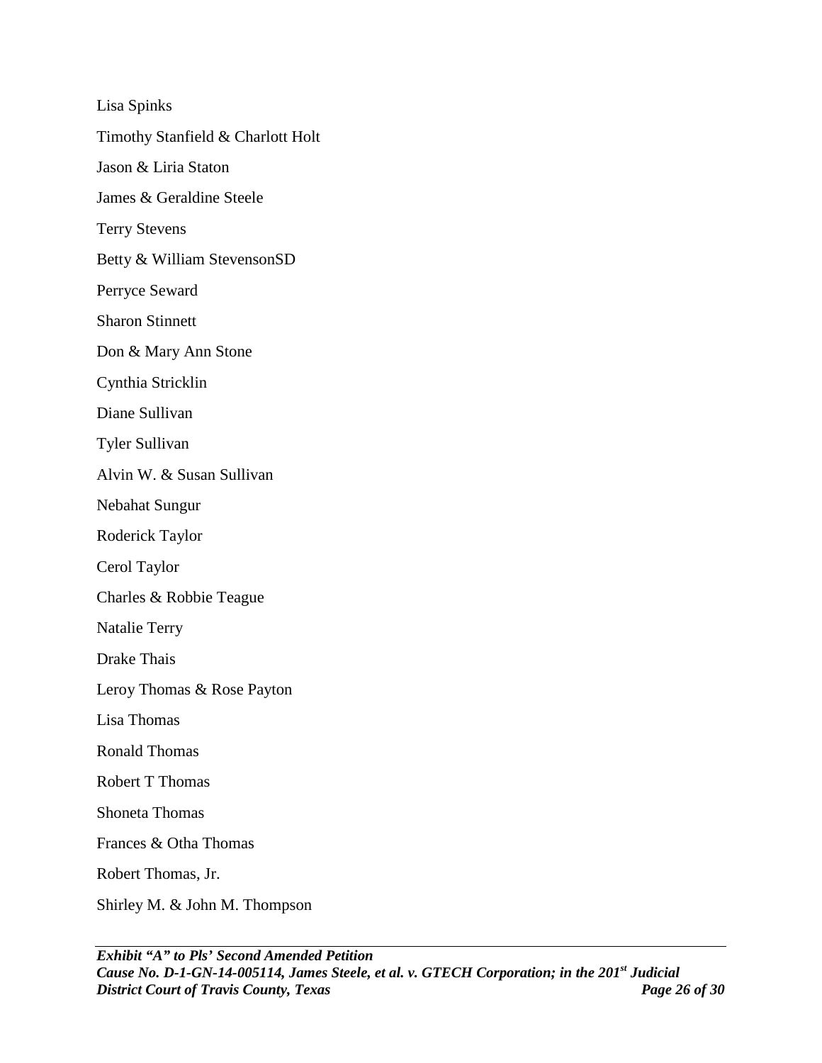Lisa Spinks

Timothy Stanfield & Charlott Holt

Jason & Liria Staton

James & Geraldine Steele

Terry Stevens

Betty & William StevensonSD

Perryce Seward

Sharon Stinnett

Don & Mary Ann Stone

Cynthia Stricklin

Diane Sullivan

Tyler Sullivan

Alvin W. & Susan Sullivan

Nebahat Sungur

Roderick Taylor

Cerol Taylor

Charles & Robbie Teague

Natalie Terry

Drake Thais

Leroy Thomas & Rose Payton

Lisa Thomas

Ronald Thomas

Robert T Thomas

Shoneta Thomas

Frances & Otha Thomas

Robert Thomas, Jr.

Shirley M. & John M. Thompson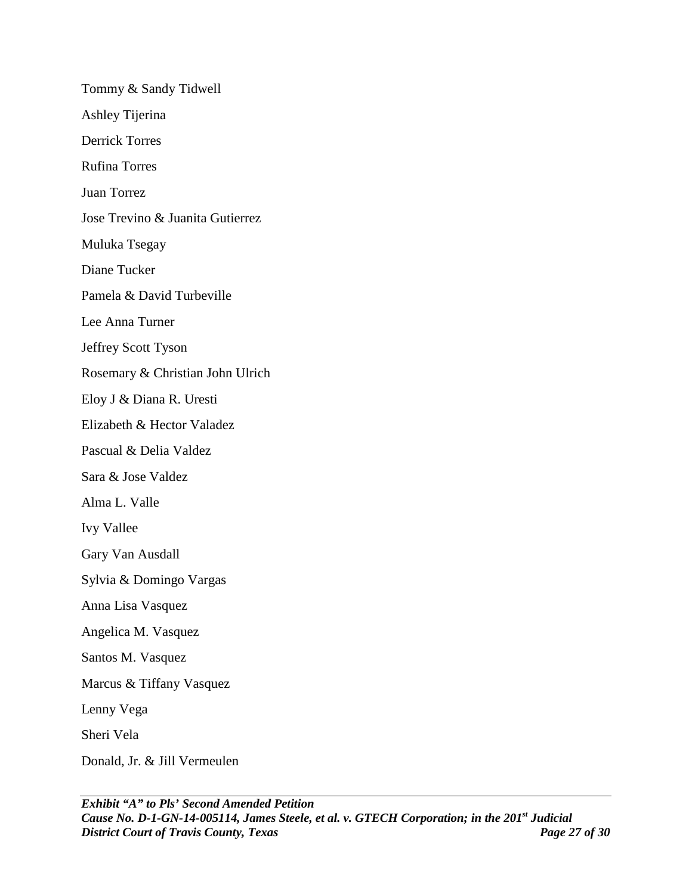Tommy & Sandy Tidwell

Ashley Tijerina

Derrick Torres

Rufina Torres

Juan Torrez

Jose Trevino & Juanita Gutierrez

Muluka Tsegay

Diane Tucker

Pamela & David Turbeville

Lee Anna Turner

Jeffrey Scott Tyson

Rosemary & Christian John Ulrich

Eloy J & Diana R. Uresti

Elizabeth & Hector Valadez

Pascual & Delia Valdez

Sara & Jose Valdez

Alma L. Valle

Ivy Vallee

Gary Van Ausdall

Sylvia & Domingo Vargas

Anna Lisa Vasquez

Angelica M. Vasquez

Santos M. Vasquez

Marcus & Tiffany Vasquez

Lenny Vega

Sheri Vela

Donald, Jr. & Jill Vermeulen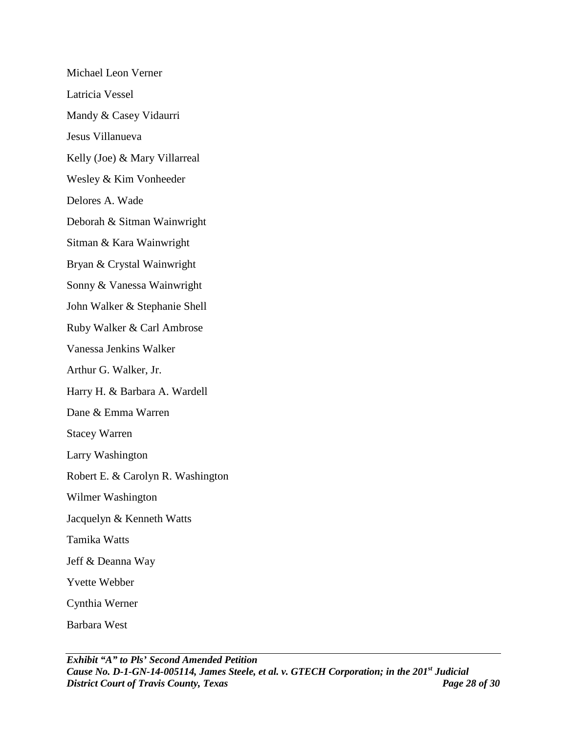Michael Leon Verner

Latricia Vessel

Mandy & Casey Vidaurri

Jesus Villanueva

Kelly (Joe) & Mary Villarreal

Wesley & Kim Vonheeder

Delores A. Wade

Deborah & Sitman Wainwright

Sitman & Kara Wainwright

Bryan & Crystal Wainwright

Sonny & Vanessa Wainwright

John Walker & Stephanie Shell

Ruby Walker & Carl Ambrose

Vanessa Jenkins Walker

Arthur G. Walker, Jr.

Harry H. & Barbara A. Wardell

Dane & Emma Warren

Stacey Warren

Larry Washington

Robert E. & Carolyn R. Washington

Wilmer Washington

Jacquelyn & Kenneth Watts

Tamika Watts

Jeff & Deanna Way

Yvette Webber

Cynthia Werner

Barbara West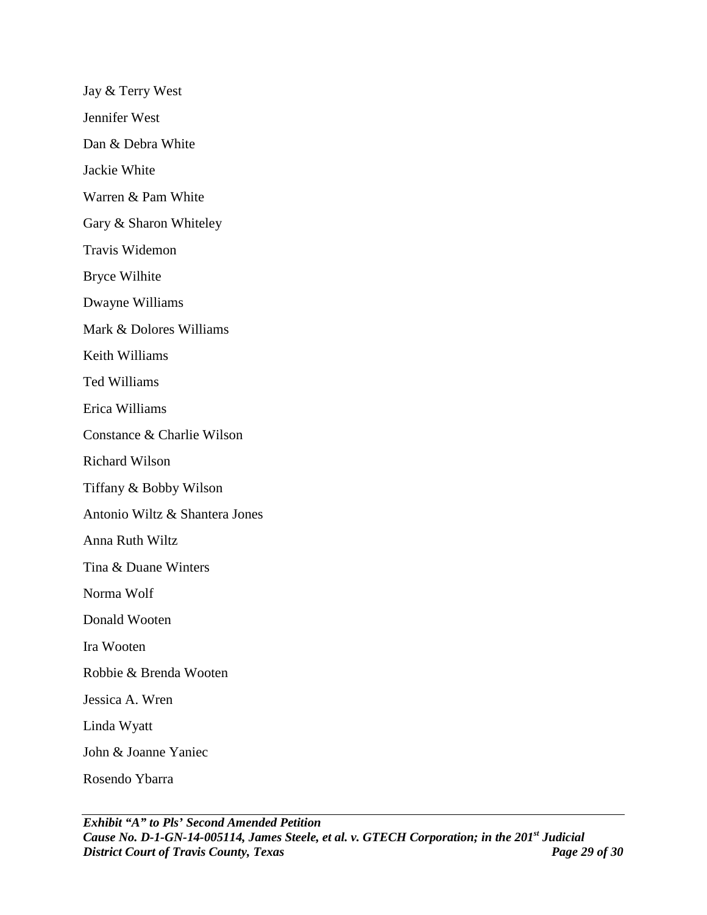Jay & Terry West

Jennifer West

Dan & Debra White

Jackie White

Warren & Pam White

Gary & Sharon Whiteley

Travis Widemon

Bryce Wilhite

Dwayne Williams

Mark & Dolores Williams

Keith Williams

Ted Williams

Erica Williams

Constance & Charlie Wilson

Richard Wilson

Tiffany & Bobby Wilson

Antonio Wiltz & Shantera Jones

Anna Ruth Wiltz

Tina & Duane Winters

Norma Wolf

Donald Wooten

Ira Wooten

Robbie & Brenda Wooten

Jessica A. Wren

Linda Wyatt

John & Joanne Yaniec

Rosendo Ybarra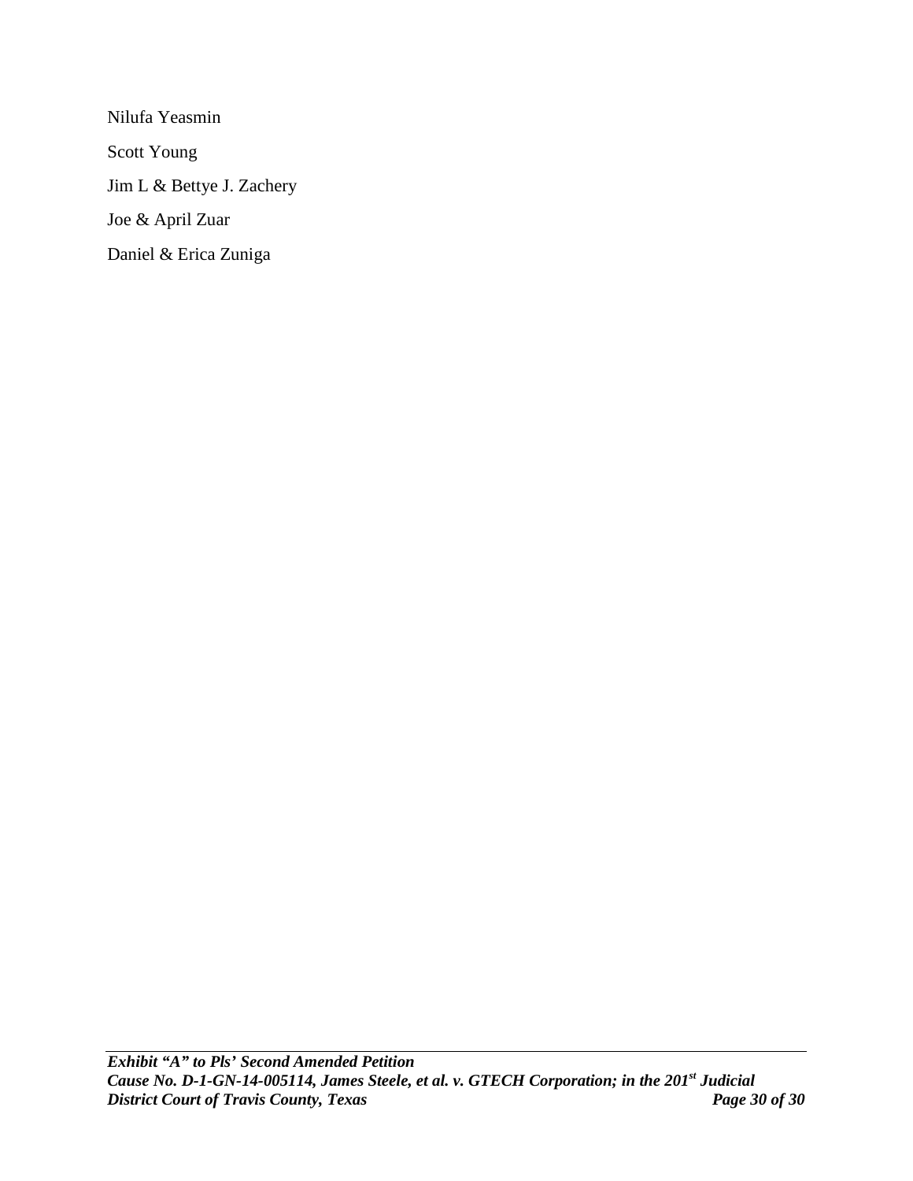Nilufa Yeasmin

Scott Young

Jim L & Bettye J. Zachery

Joe & April Zuar

Daniel & Erica Zuniga